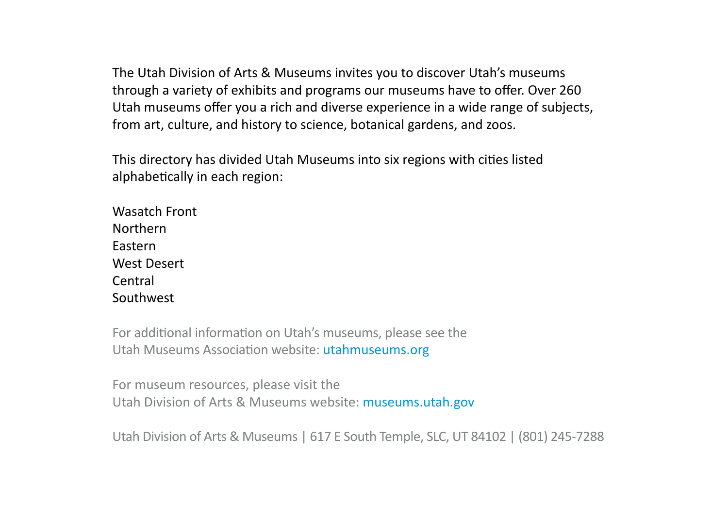The Utah Division of Arts & Museums invites you to discover Utah's museums through a variety of exhibits and programs our museums have to offer. Over 260 Utah museums offer you a rich and diverse experience in a wide range of subjects, from art, culture, and history to science, botanical gardens, and zoos.

This directory has divided Utah Museums into six regions with cities listed alphabetically in each region:

Wasatch Front
Northern
Eastern
West Desert
Central
Southwest

For additional information on Utah's museums, please see the
Utah Museums Association website: utahmuseums.org

For museum resources, please visit the
Utah Division of Arts & Museums website: museums.utah.gov

Utah Division of Arts & Museums | 617 E South Temple, SLC, UT 84102 | (801) 245-7288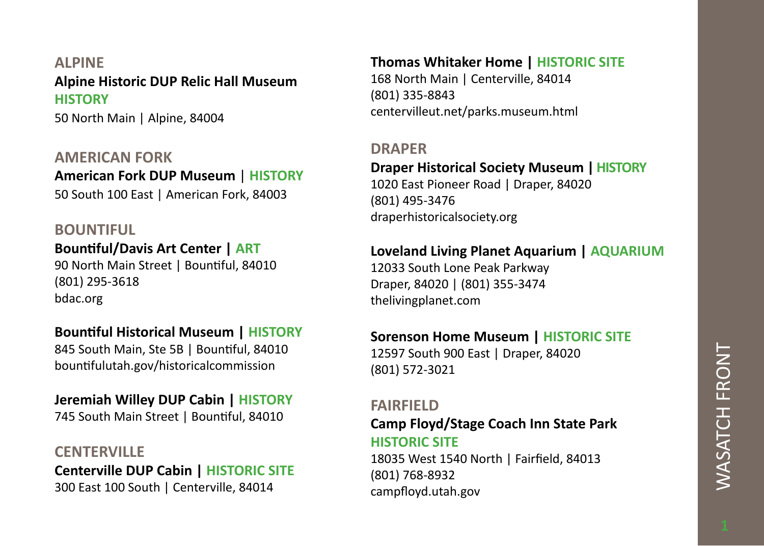## ALPINE

**Alpine Historic DUP Relic Hall Museum**
**HISTORY**
50 North Main | Alpine, 84004

## AMERICAN FORK

**American Fork DUP Museum** | **HISTORY**
50 South 100 East | American Fork, 84003

## BOUNTIFUL

**Bountiful/Davis Art Center | ART**
90 North Main Street | Bountiful, 84010
(801) 295-3618
bdac.org

**Bountiful Historical Museum | HISTORY**
845 South Main, Ste 5B | Bountiful, 84010
bountifulutah.gov/historicalcommission

**Jeremiah Willey DUP Cabin | HISTORY**
745 South Main Street | Bountiful, 84010

## CENTERVILLE

**Centerville DUP Cabin | HISTORIC SITE**
300 East 100 South | Centerville, 84014

**Thomas Whitaker Home | HISTORIC SITE**
168 North Main | Centerville, 84014
(801) 335-8843
centervilleut.net/parks.museum.html

## DRAPER

**Draper Historical Society Museum | HISTORY**
1020 East Pioneer Road | Draper, 84020
(801) 495-3476
draperhistoricalsociety.org

**Loveland Living Planet Aquarium | AQUARIUM**
12033 South Lone Peak Parkway
Draper, 84020 | (801) 355-3474
thelivingplanet.com

**Sorenson Home Museum | HISTORIC SITE**
12597 South 900 East | Draper, 84020
(801) 572-3021

## FAIRFIELD

**Camp Floyd/Stage Coach Inn State Park**
**HISTORIC SITE**
18035 West 1540 North | Fairfield, 84013
(801) 768-8932
campfloyd.utah.gov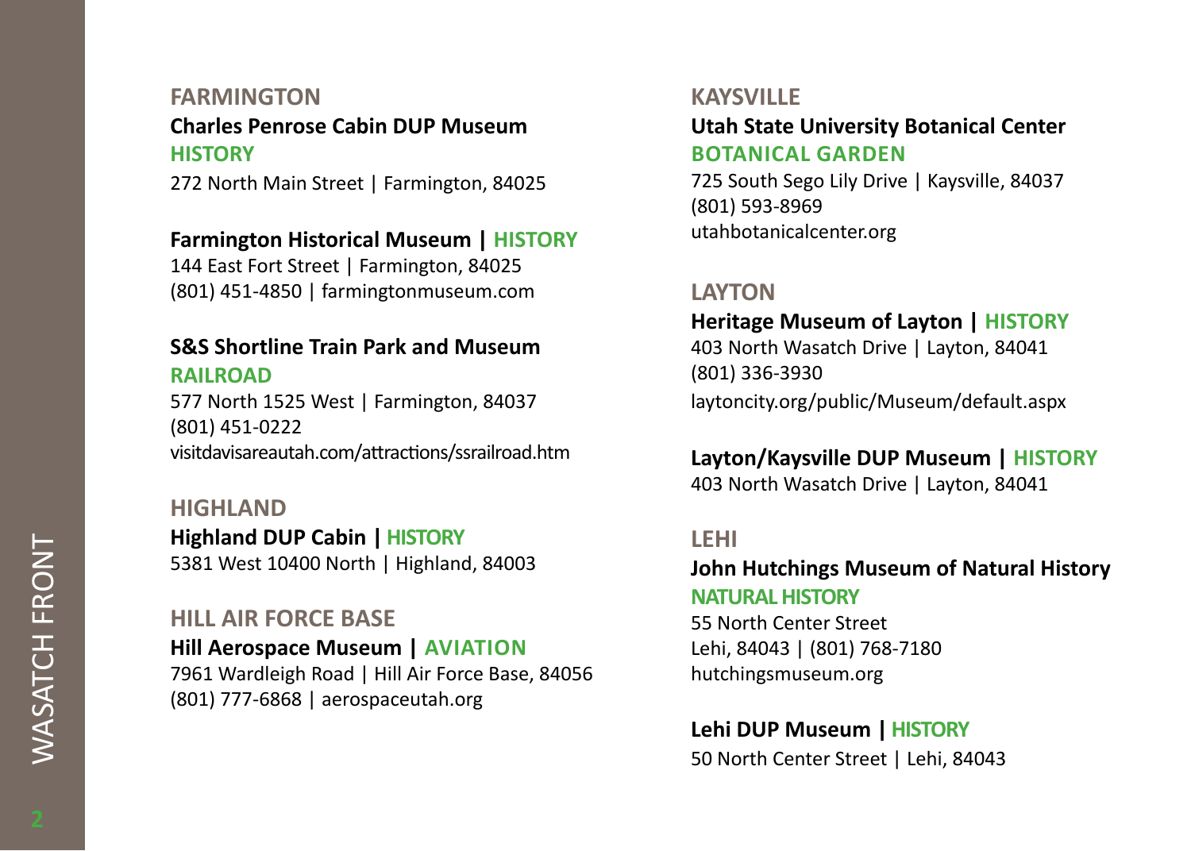## FARMINGTON

**Charles Penrose Cabin DUP Museum**
**HISTORY**
272 North Main Street | Farmington, 84025

**Farmington Historical Museum | HISTORY**
144 East Fort Street | Farmington, 84025
(801) 451-4850 | farmingtonmuseum.com

**S&S Shortline Train Park and Museum**
**RAILROAD**
577 North 1525 West | Farmington, 84037
(801) 451-0222
visitdavisareautah.com/attractions/ssrailroad.htm

## HIGHLAND

**Highland DUP Cabin | HISTORY**
5381 West 10400 North | Highland, 84003

## HILL AIR FORCE BASE

**Hill Aerospace Museum | AVIATION**
7961 Wardleigh Road | Hill Air Force Base, 84056
(801) 777-6868 | aerospaceutah.org

## KAYSVILLE

**Utah State University Botanical Center**
**BOTANICAL GARDEN**
725 South Sego Lily Drive | Kaysville, 84037
(801) 593-8969
utahbotanicalcenter.org

## LAYTON

**Heritage Museum of Layton | HISTORY**
403 North Wasatch Drive | Layton, 84041
(801) 336-3930
laytoncity.org/public/Museum/default.aspx

**Layton/Kaysville DUP Museum | HISTORY**
403 North Wasatch Drive | Layton, 84041

## LEHI

**John Hutchings Museum of Natural History**
**NATURAL HISTORY**
55 North Center Street
Lehi, 84043 | (801) 768-7180
hutchingsmuseum.org

**Lehi DUP Museum | HISTORY**
50 North Center Street | Lehi, 84043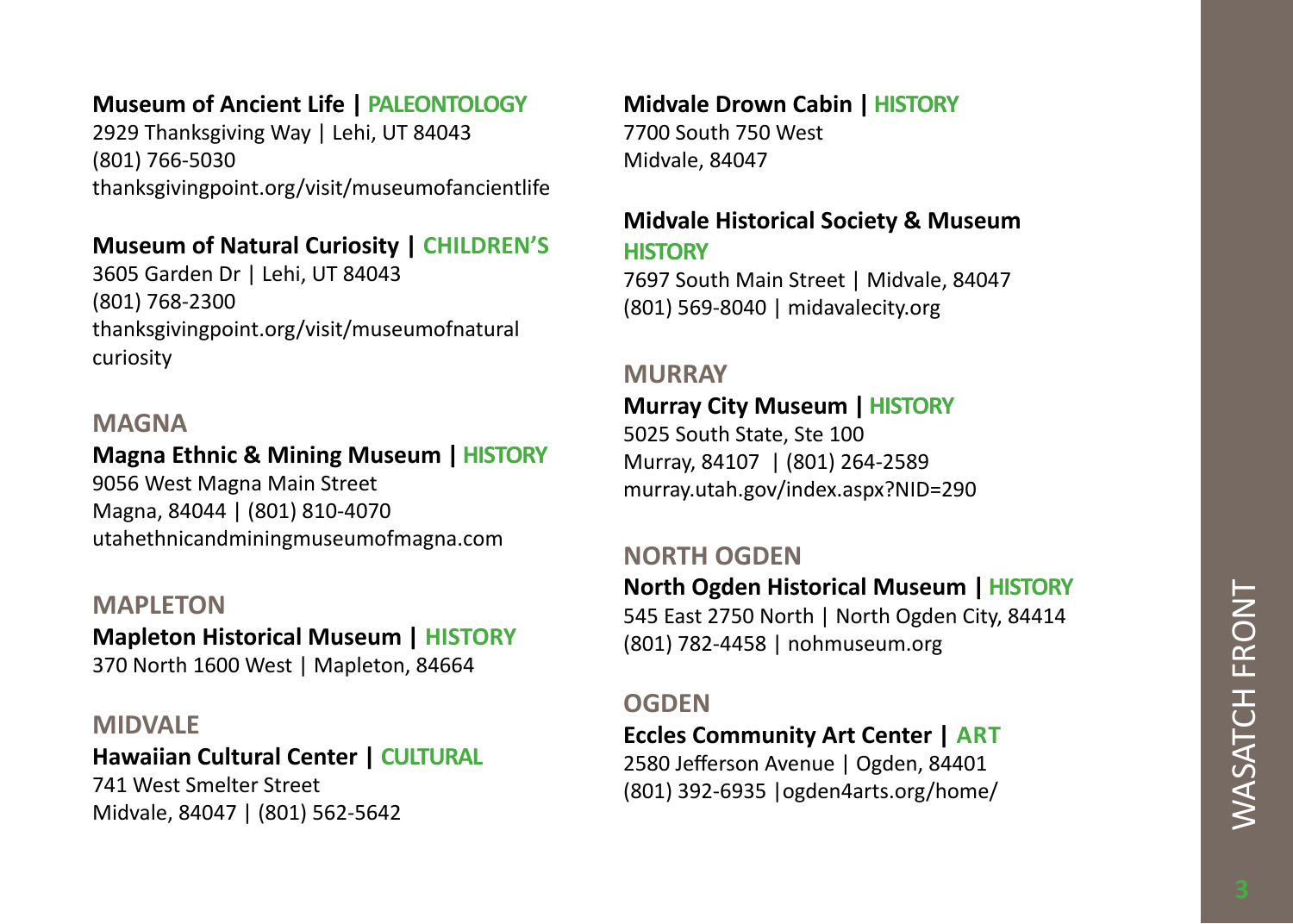**Museum of Ancient Life | PALEONTOLOGY**
2929 Thanksgiving Way | Lehi, UT 84043
(801) 766-5030
thanksgivingpoint.org/visit/museumofancientlife

**Museum of Natural Curiosity | CHILDREN'S**
3605 Garden Dr | Lehi, UT 84043
(801) 768-2300
thanksgivingpoint.org/visit/museumofnatural curiosity

## MAGNA

**Magna Ethnic & Mining Museum | HISTORY**
9056 West Magna Main Street
Magna, 84044 | (801) 810-4070
utahethnicandminingmuseumofmagna.com

## MAPLETON

**Mapleton Historical Museum | HISTORY**
370 North 1600 West | Mapleton, 84664

## MIDVALE

**Hawaiian Cultural Center | CULTURAL**
741 West Smelter Street
Midvale, 84047 | (801) 562-5642

**Midvale Drown Cabin | HISTORY**
7700 South 750 West
Midvale, 84047

**Midvale Historical Society & Museum HISTORY**
7697 South Main Street | Midvale, 84047
(801) 569-8040 | midavalecity.org

## MURRAY

**Murray City Museum | HISTORY**
5025 South State, Ste 100
Murray, 84107 | (801) 264-2589
murray.utah.gov/index.aspx?NID=290

## NORTH OGDEN

**North Ogden Historical Museum | HISTORY**
545 East 2750 North | North Ogden City, 84414
(801) 782-4458 | nohmuseum.org

## OGDEN

**Eccles Community Art Center | ART**
2580 Jefferson Avenue | Ogden, 84401
(801) 392-6935 |ogden4arts.org/home/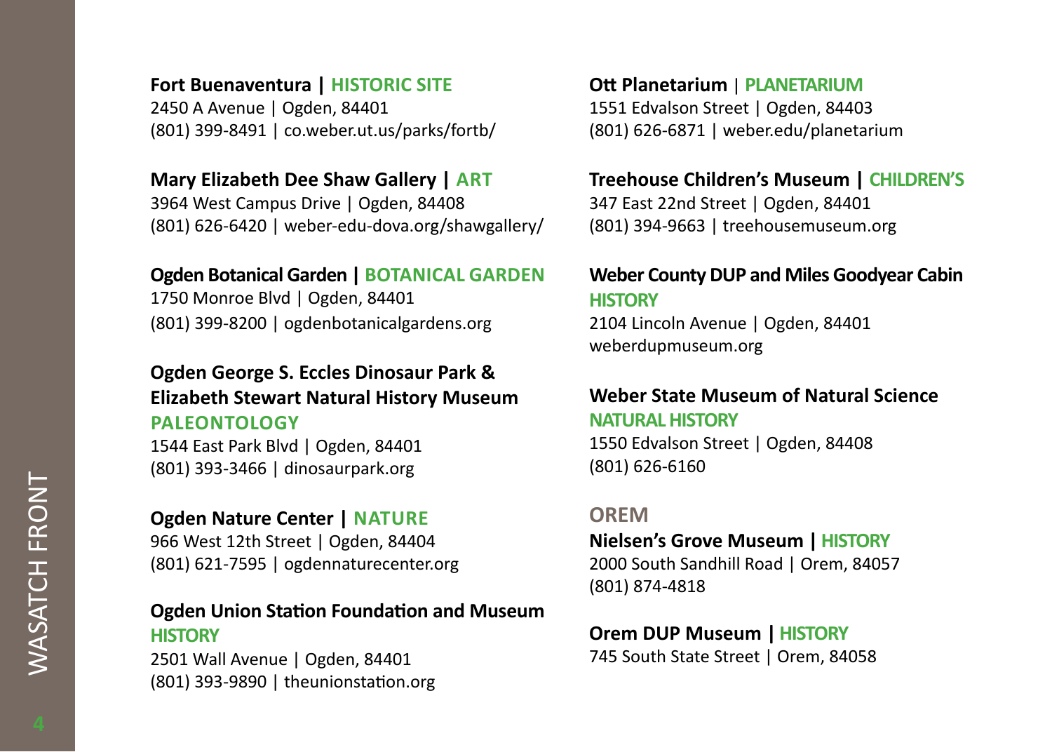**Fort Buenaventura | HISTORIC SITE**
2450 A Avenue | Ogden, 84401
(801) 399-8491 | co.weber.ut.us/parks/fortb/

**Mary Elizabeth Dee Shaw Gallery | ART**
3964 West Campus Drive | Ogden, 84408
(801) 626-6420 | weber-edu-dova.org/shawgallery/

**Ogden Botanical Garden | BOTANICAL GARDEN**
1750 Monroe Blvd | Ogden, 84401
(801) 399-8200 | ogdenbotanicalgardens.org

**Ogden George S. Eccles Dinosaur Park & Elizabeth Stewart Natural History Museum**
**PALEONTOLOGY**
1544 East Park Blvd | Ogden, 84401
(801) 393-3466 | dinosaurpark.org

**Ogden Nature Center | NATURE**
966 West 12th Street | Ogden, 84404
(801) 621-7595 | ogdennaturecenter.org

**Ogden Union Station Foundation and Museum**
**HISTORY**
2501 Wall Avenue | Ogden, 84401
(801) 393-9890 | theunionstation.org

**Ott Planetarium | PLANETARIUM**
1551 Edvalson Street | Ogden, 84403
(801) 626-6871 | weber.edu/planetarium

**Treehouse Children's Museum | CHILDREN'S**
347 East 22nd Street | Ogden, 84401
(801) 394-9663 | treehousemuseum.org

**Weber County DUP and Miles Goodyear Cabin**
**HISTORY**
2104 Lincoln Avenue | Ogden, 84401
weberdupmuseum.org

**Weber State Museum of Natural Science**
**NATURAL HISTORY**
1550 Edvalson Street | Ogden, 84408
(801) 626-6160

## OREM

**Nielsen's Grove Museum | HISTORY**
2000 South Sandhill Road | Orem, 84057
(801) 874-4818

**Orem DUP Museum | HISTORY**
745 South State Street | Orem, 84058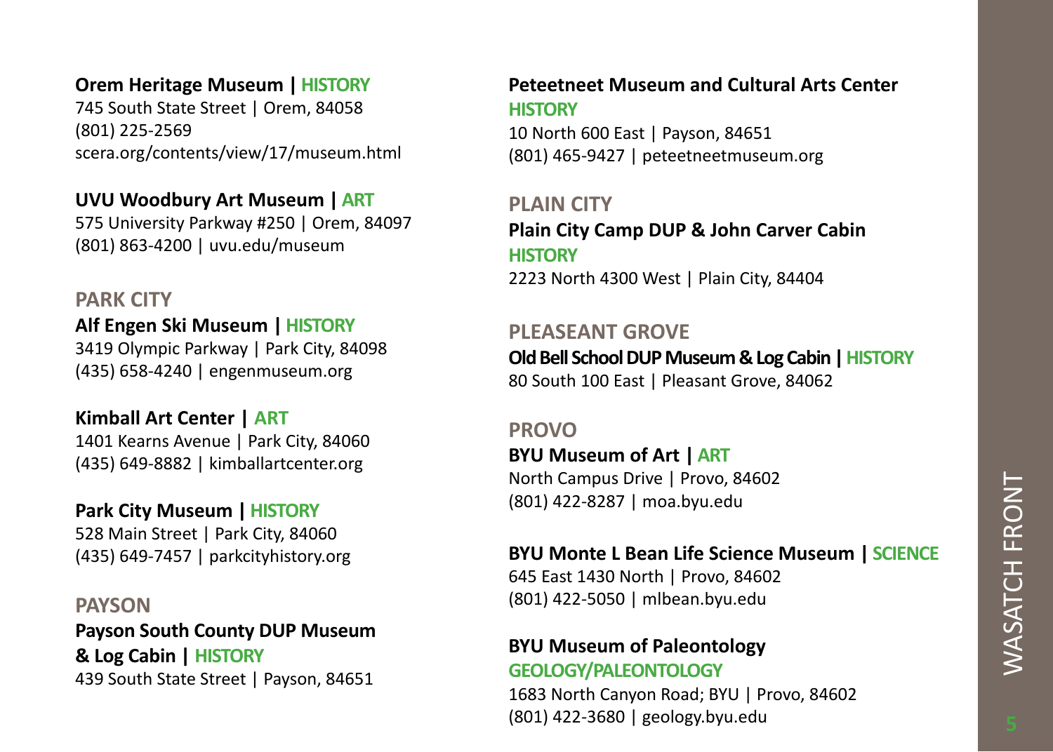**Orem Heritage Museum | HISTORY**
745 South State Street | Orem, 84058
(801) 225-2569
scera.org/contents/view/17/museum.html

**UVU Woodbury Art Museum | ART**
575 University Parkway #250 | Orem, 84097
(801) 863-4200 | uvu.edu/museum

## PARK CITY

**Alf Engen Ski Museum | HISTORY**
3419 Olympic Parkway | Park City, 84098
(435) 658-4240 | engenmuseum.org

**Kimball Art Center | ART**
1401 Kearns Avenue | Park City, 84060
(435) 649-8882 | kimballartcenter.org

**Park City Museum | HISTORY**
528 Main Street | Park City, 84060
(435) 649-7457 | parkcityhistory.org

## PAYSON

**Payson South County DUP Museum & Log Cabin | HISTORY**
439 South State Street | Payson, 84651

**Peteetneet Museum and Cultural Arts Center**
**HISTORY**
10 North 600 East | Payson, 84651
(801) 465-9427 | peteetneetmuseum.org

## PLAIN CITY

**Plain City Camp DUP & John Carver Cabin**
**HISTORY**
2223 North 4300 West | Plain City, 84404

## PLEASEANT GROVE

**Old Bell School DUP Museum & Log Cabin | HISTORY**
80 South 100 East | Pleasant Grove, 84062

## PROVO

**BYU Museum of Art | ART**
North Campus Drive | Provo, 84602
(801) 422-8287 | moa.byu.edu

**BYU Monte L Bean Life Science Museum | SCIENCE**
645 East 1430 North | Provo, 84602
(801) 422-5050 | mlbean.byu.edu

**BYU Museum of Paleontology**
**GEOLOGY/PALEONTOLOGY**
1683 North Canyon Road; BYU | Provo, 84602
(801) 422-3680 | geology.byu.edu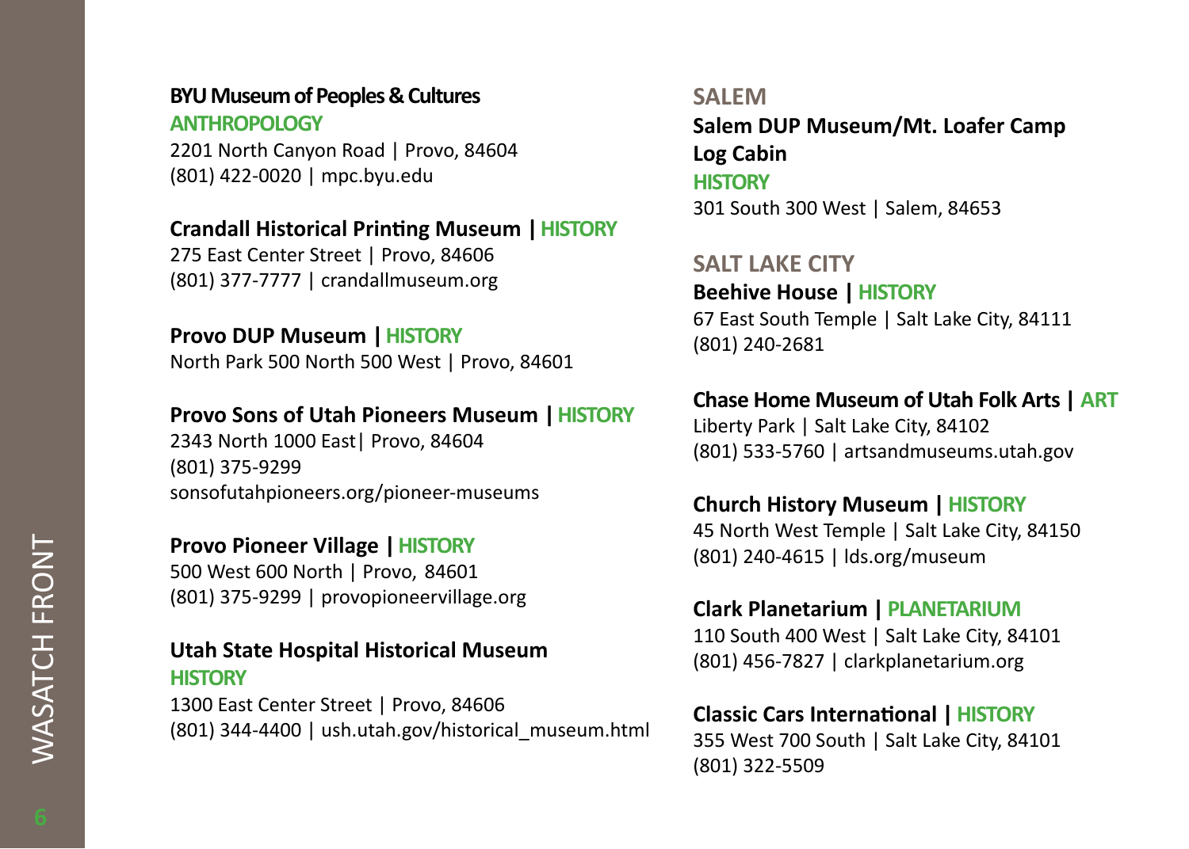**BYU Museum of Peoples & Cultures**
ANTHROPOLOGY
2201 North Canyon Road | Provo, 84604
(801) 422-0020 | mpc.byu.edu

**Crandall Historical Printing Museum** | HISTORY
275 East Center Street | Provo, 84606
(801) 377-7777 | crandallmuseum.org

**Provo DUP Museum** | HISTORY
North Park 500 North 500 West | Provo, 84601

**Provo Sons of Utah Pioneers Museum** | HISTORY
2343 North 1000 East| Provo, 84604
(801) 375-9299
sonsofutahpioneers.org/pioneer-museums

**Provo Pioneer Village** | HISTORY
500 West 600 North | Provo, 84601
(801) 375-9299 | provopioneervillage.org

**Utah State Hospital Historical Museum**
HISTORY
1300 East Center Street | Provo, 84606
(801) 344-4400 | ush.utah.gov/historical_museum.html

## SALEM

**Salem DUP Museum/Mt. Loafer Camp Log Cabin**
HISTORY
301 South 300 West | Salem, 84653

## SALT LAKE CITY

**Beehive House** | HISTORY
67 East South Temple | Salt Lake City, 84111
(801) 240-2681

**Chase Home Museum of Utah Folk Arts** | ART
Liberty Park | Salt Lake City, 84102
(801) 533-5760 | artsandmuseums.utah.gov

**Church History Museum** | HISTORY
45 North West Temple | Salt Lake City, 84150
(801) 240-4615 | lds.org/museum

**Clark Planetarium** | PLANETARIUM
110 South 400 West | Salt Lake City, 84101
(801) 456-7827 | clarkplanetarium.org

**Classic Cars International** | HISTORY
355 West 700 South | Salt Lake City, 84101
(801) 322-5509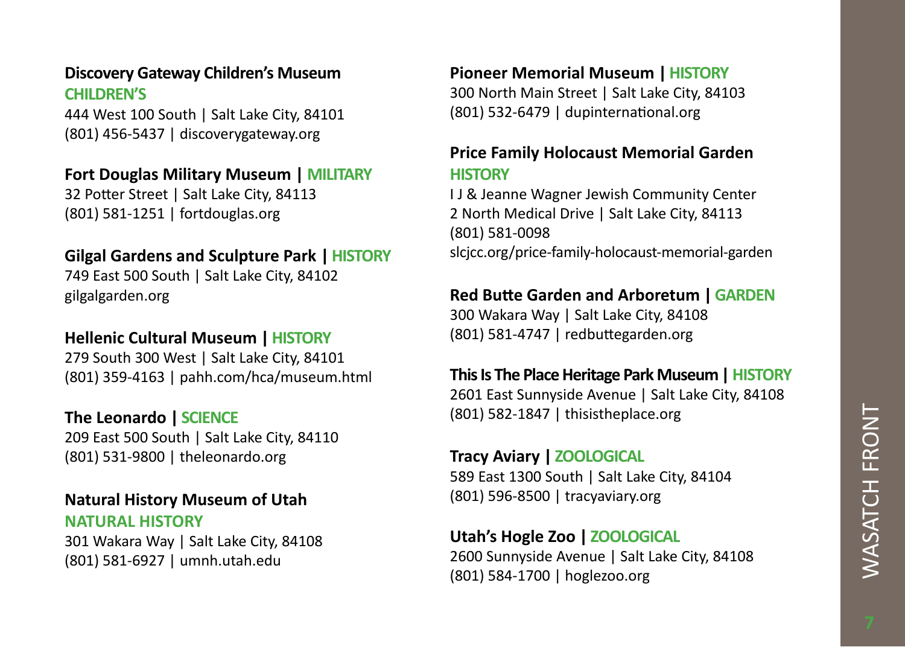**Discovery Gateway Children's Museum**
**CHILDREN'S**
444 West 100 South | Salt Lake City, 84101
(801) 456-5437 | discoverygateway.org

**Fort Douglas Military Museum | MILITARY**
32 Potter Street | Salt Lake City, 84113
(801) 581-1251 | fortdouglas.org

**Gilgal Gardens and Sculpture Park | HISTORY**
749 East 500 South | Salt Lake City, 84102
gilgalgarden.org

**Hellenic Cultural Museum | HISTORY**
279 South 300 West | Salt Lake City, 84101
(801) 359-4163 | pahh.com/hca/museum.html

**The Leonardo | SCIENCE**
209 East 500 South | Salt Lake City, 84110
(801) 531-9800 | theleonardo.org

**Natural History Museum of Utah**
**NATURAL HISTORY**
301 Wakara Way | Salt Lake City, 84108
(801) 581-6927 | umnh.utah.edu

**Pioneer Memorial Museum | HISTORY**
300 North Main Street | Salt Lake City, 84103
(801) 532-6479 | dupinternational.org

**Price Family Holocaust Memorial Garden**
**HISTORY**
I J & Jeanne Wagner Jewish Community Center
2 North Medical Drive | Salt Lake City, 84113
(801) 581-0098
slcjcc.org/price-family-holocaust-memorial-garden

**Red Butte Garden and Arboretum | GARDEN**
300 Wakara Way | Salt Lake City, 84108
(801) 581-4747 | redbuttegarden.org

**This Is The Place Heritage Park Museum | HISTORY**
2601 East Sunnyside Avenue | Salt Lake City, 84108
(801) 582-1847 | thisistheplace.org

**Tracy Aviary | ZOOLOGICAL**
589 East 1300 South | Salt Lake City, 84104
(801) 596-8500 | tracyaviary.org

**Utah's Hogle Zoo | ZOOLOGICAL**
2600 Sunnyside Avenue | Salt Lake City, 84108
(801) 584-1700 | hoglezoo.org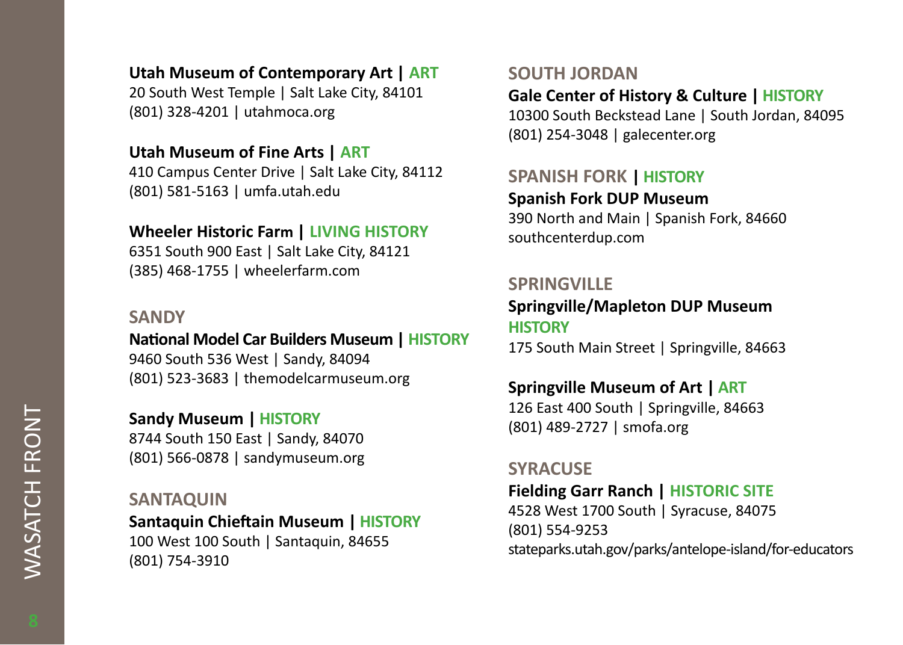**Utah Museum of Contemporary Art | ART**
20 South West Temple | Salt Lake City, 84101
(801) 328-4201 | utahmoca.org

**Utah Museum of Fine Arts | ART**
410 Campus Center Drive | Salt Lake City, 84112
(801) 581-5163 | umfa.utah.edu

**Wheeler Historic Farm | LIVING HISTORY**
6351 South 900 East | Salt Lake City, 84121
(385) 468-1755 | wheelerfarm.com

## SANDY

**National Model Car Builders Museum | HISTORY**
9460 South 536 West | Sandy, 84094
(801) 523-3683 | themodelcarmuseum.org

**Sandy Museum | HISTORY**
8744 South 150 East | Sandy, 84070
(801) 566-0878 | sandymuseum.org

## SANTAQUIN

**Santaquin Chieftain Museum | HISTORY**
100 West 100 South | Santaquin, 84655
(801) 754-3910

## SOUTH JORDAN

**Gale Center of History & Culture | HISTORY**
10300 South Beckstead Lane | South Jordan, 84095
(801) 254-3048 | galecenter.org

## SPANISH FORK | HISTORY

**Spanish Fork DUP Museum**
390 North and Main | Spanish Fork, 84660
southcenterdup.com

## SPRINGVILLE

**Springville/Mapleton DUP Museum**
**HISTORY**
175 South Main Street | Springville, 84663

**Springville Museum of Art | ART**
126 East 400 South | Springville, 84663
(801) 489-2727 | smofa.org

## SYRACUSE

**Fielding Garr Ranch | HISTORIC SITE**
4528 West 1700 South | Syracuse, 84075
(801) 554-9253
stateparks.utah.gov/parks/antelope-island/for-educators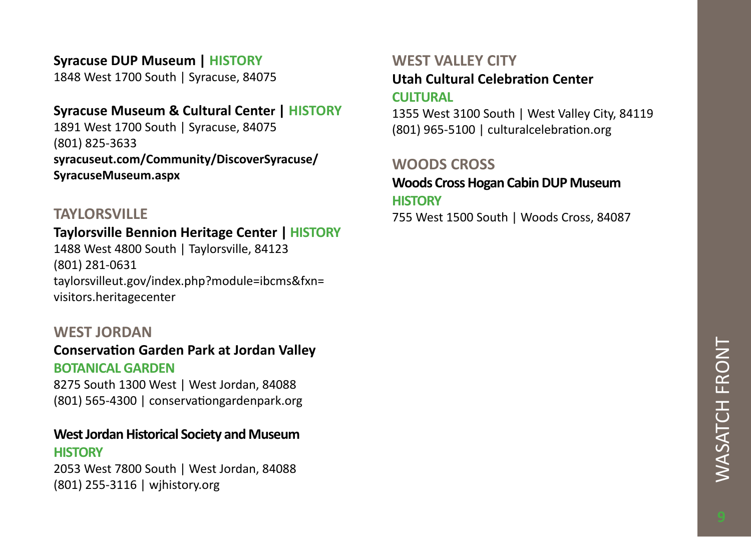**Syracuse DUP Museum | HISTORY**
1848 West 1700 South | Syracuse, 84075

**Syracuse Museum & Cultural Center | HISTORY**
1891 West 1700 South | Syracuse, 84075
(801) 825-3633
**syracuseut.com/Community/DiscoverSyracuse/SyracuseMuseum.aspx**

## TAYLORSVILLE

**Taylorsville Bennion Heritage Center | HISTORY**
1488 West 4800 South | Taylorsville, 84123
(801) 281-0631
taylorsvilleut.gov/index.php?module=ibcms&fxn=visitors.heritagecenter

## WEST JORDAN

**Conservation Garden Park at Jordan Valley**
**BOTANICAL GARDEN**
8275 South 1300 West | West Jordan, 84088
(801) 565-4300 | conservationgardenpark.org

**West Jordan Historical Society and Museum**
**HISTORY**
2053 West 7800 South | West Jordan, 84088
(801) 255-3116 | wjhistory.org

## WEST VALLEY CITY

**Utah Cultural Celebration Center**
**CULTURAL**
1355 West 3100 South | West Valley City, 84119
(801) 965-5100 | culturalcelebration.org

## WOODS CROSS

**Woods Cross Hogan Cabin DUP Museum**
**HISTORY**
755 West 1500 South | Woods Cross, 84087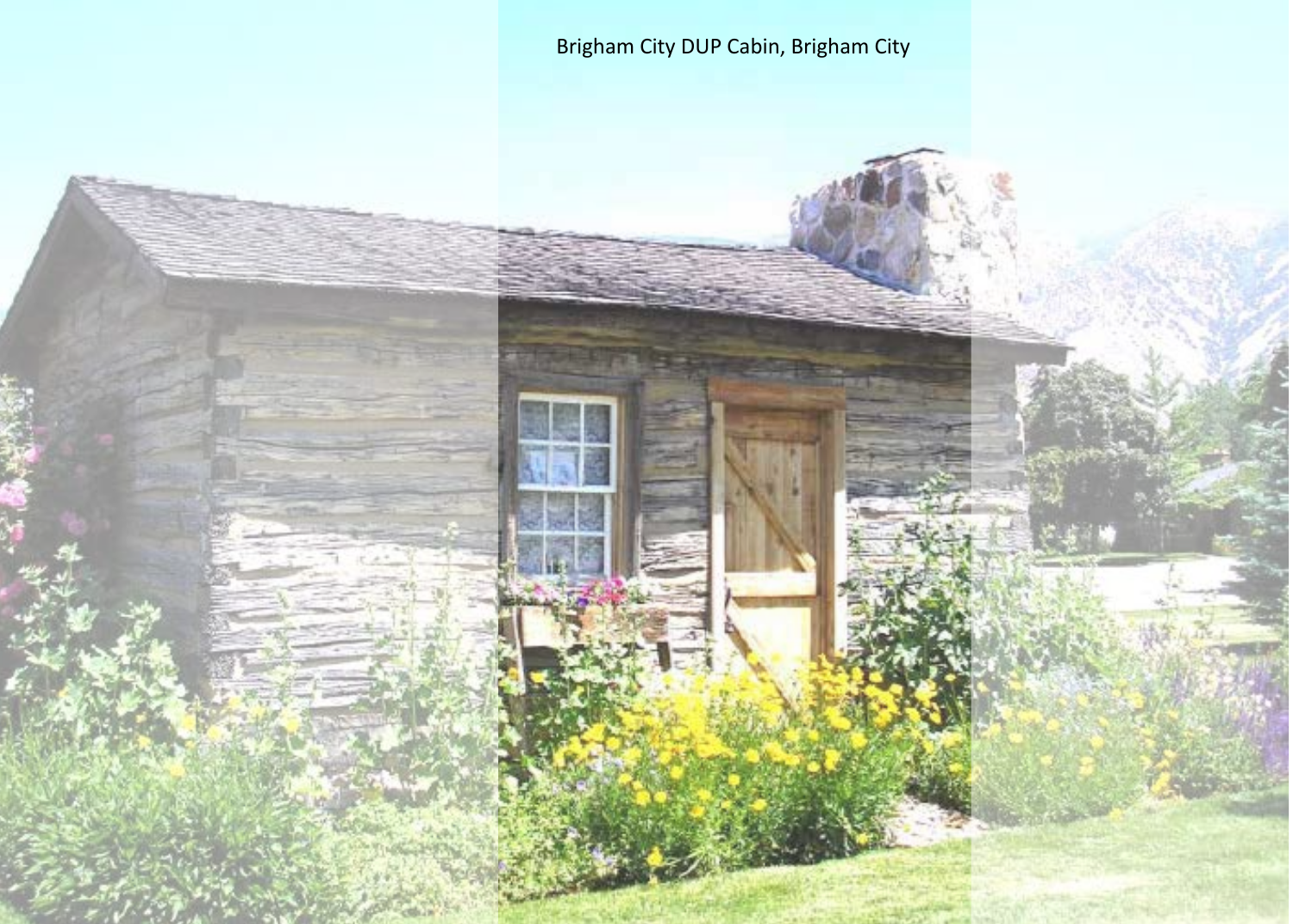Brigham City DUP Cabin, Brigham City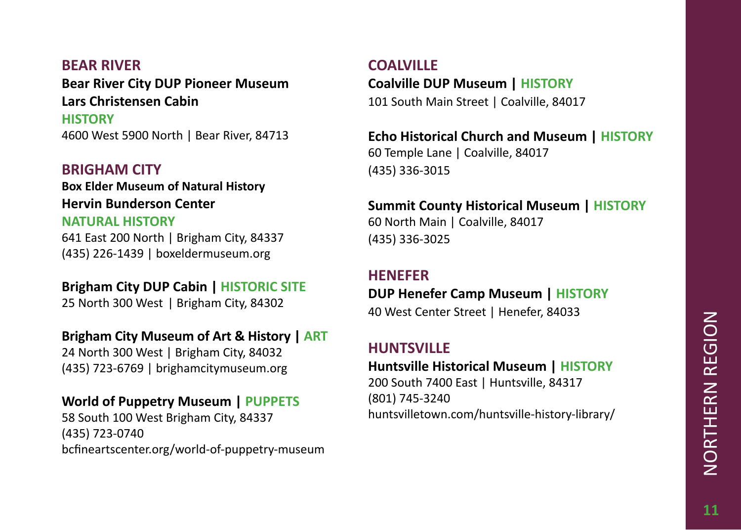## BEAR RIVER

**Bear River City DUP Pioneer Museum**
**Lars Christensen Cabin**
**HISTORY**
4600 West 5900 North | Bear River, 84713

## BRIGHAM CITY

**Box Elder Museum of Natural History**
**Hervin Bunderson Center**
**NATURAL HISTORY**
641 East 200 North | Brigham City, 84337
(435) 226-1439 | boxeldermuseum.org

**Brigham City DUP Cabin | HISTORIC SITE**
25 North 300 West | Brigham City, 84302

**Brigham City Museum of Art & History | ART**
24 North 300 West | Brigham City, 84032
(435) 723-6769 | brighamcitymuseum.org

**World of Puppetry Museum | PUPPETS**
58 South 100 West Brigham City, 84337
(435) 723-0740
bcfineartscenter.org/world-of-puppetry-museum

## COALVILLE

**Coalville DUP Museum | HISTORY**
101 South Main Street | Coalville, 84017

**Echo Historical Church and Museum | HISTORY**
60 Temple Lane | Coalville, 84017
(435) 336-3015

**Summit County Historical Museum | HISTORY**
60 North Main | Coalville, 84017
(435) 336-3025

## HENEFER

**DUP Henefer Camp Museum | HISTORY**
40 West Center Street | Henefer, 84033

## HUNTSVILLE

**Huntsville Historical Museum | HISTORY**
200 South 7400 East | Huntsville, 84317
(801) 745-3240
huntsvilletown.com/huntsville-history-library/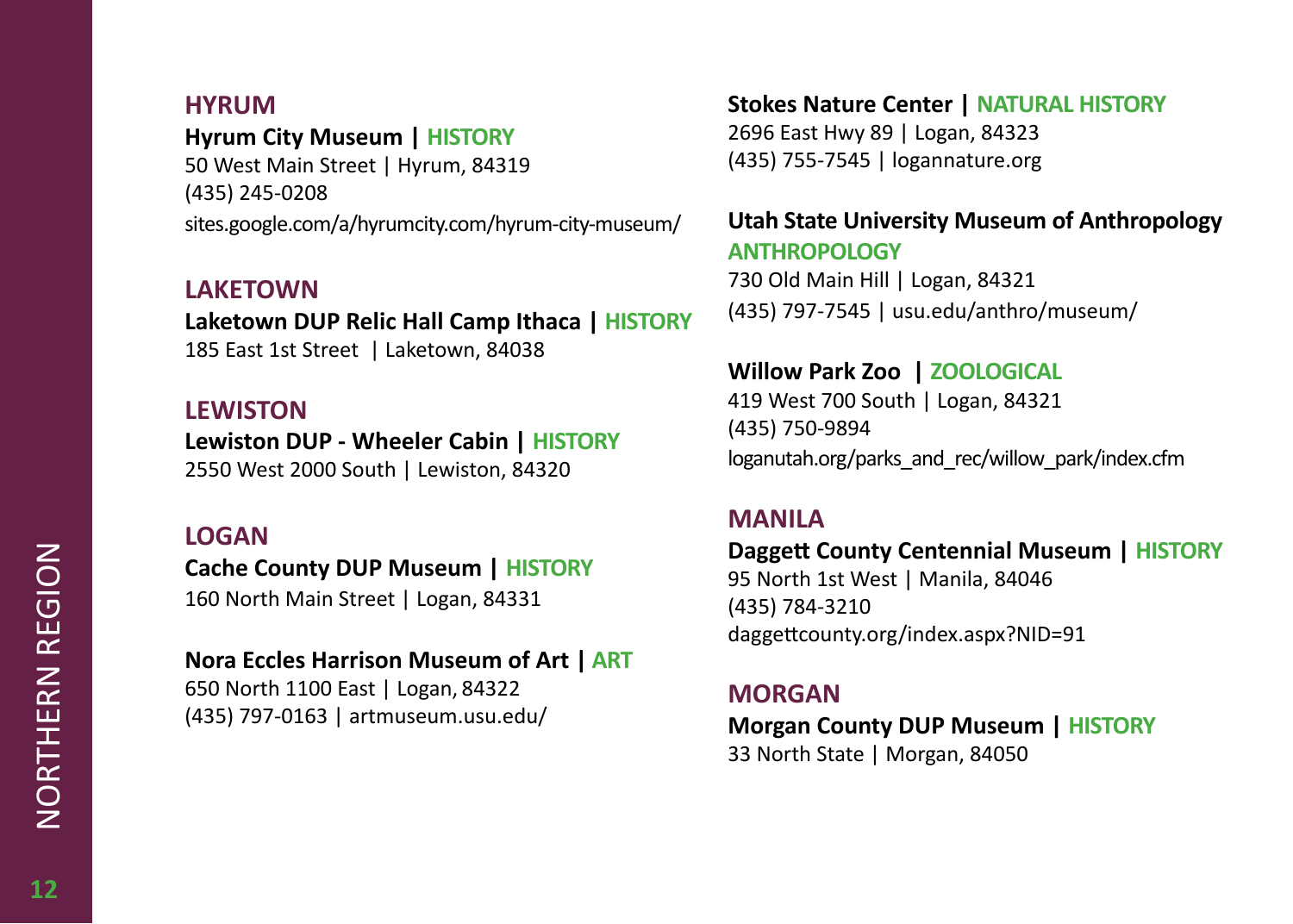## HYRUM

**Hyrum City Museum | HISTORY**
50 West Main Street | Hyrum, 84319
(435) 245-0208
sites.google.com/a/hyrumcity.com/hyrum-city-museum/

## LAKETOWN

**Laketown DUP Relic Hall Camp Ithaca | HISTORY**
185 East 1st Street | Laketown, 84038

## LEWISTON

**Lewiston DUP - Wheeler Cabin | HISTORY**
2550 West 2000 South | Lewiston, 84320

## LOGAN

**Cache County DUP Museum | HISTORY**
160 North Main Street | Logan, 84331

**Nora Eccles Harrison Museum of Art | ART**
650 North 1100 East | Logan, 84322
(435) 797-0163 | artmuseum.usu.edu/

**Stokes Nature Center | NATURAL HISTORY**
2696 East Hwy 89 | Logan, 84323
(435) 755-7545 | logannature.org

**Utah State University Museum of Anthropology ANTHROPOLOGY**
730 Old Main Hill | Logan, 84321
(435) 797-7545 | usu.edu/anthro/museum/

**Willow Park Zoo | ZOOLOGICAL**
419 West 700 South | Logan, 84321
(435) 750-9894
loganutah.org/parks_and_rec/willow_park/index.cfm

## MANILA

**Daggett County Centennial Museum | HISTORY**
95 North 1st West | Manila, 84046
(435) 784-3210
daggettcounty.org/index.aspx?NID=91

## MORGAN

**Morgan County DUP Museum | HISTORY**
33 North State | Morgan, 84050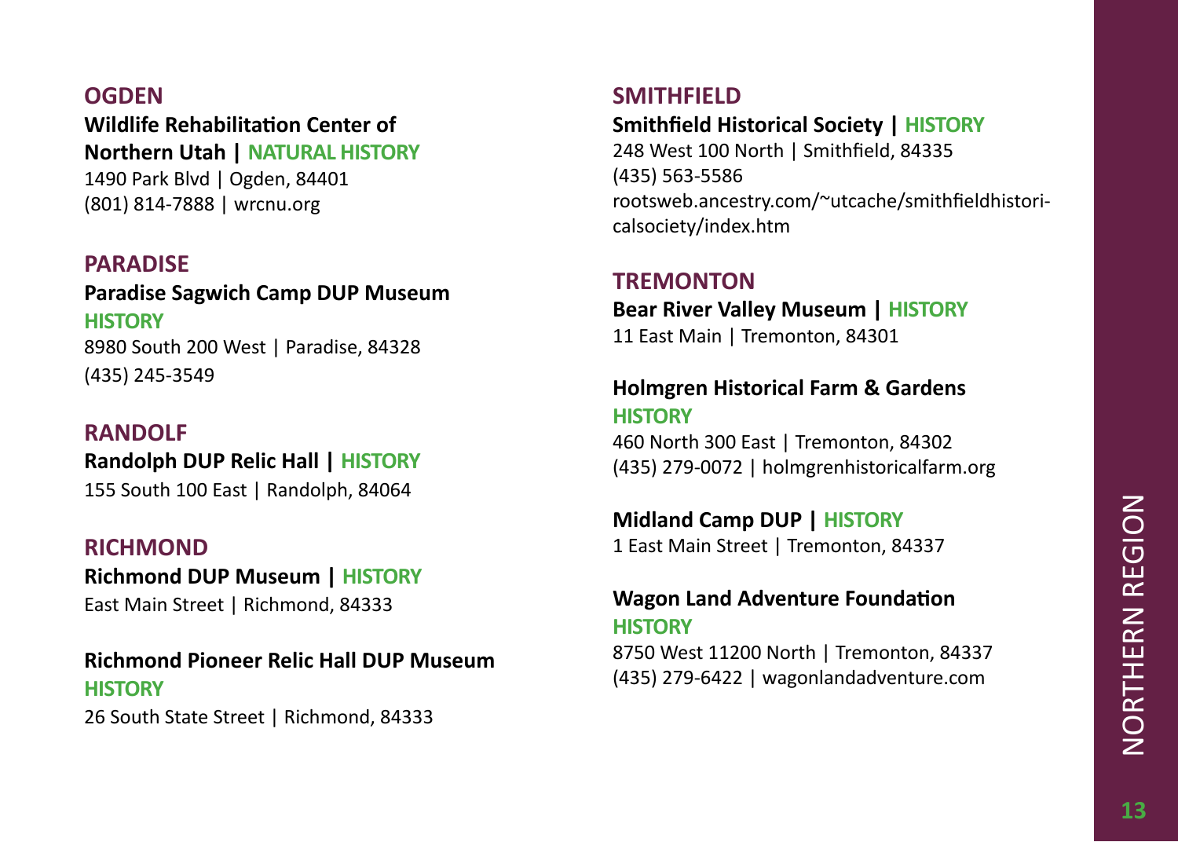## OGDEN

**Wildlife Rehabilitation Center of Northern Utah | NATURAL HISTORY**
1490 Park Blvd | Ogden, 84401
(801) 814-7888 | wrcnu.org

## PARADISE

**Paradise Sagwich Camp DUP Museum**
**HISTORY**
8980 South 200 West | Paradise, 84328
(435) 245-3549

## RANDOLF

**Randolph DUP Relic Hall | HISTORY**
155 South 100 East | Randolph, 84064

## RICHMOND

**Richmond DUP Museum | HISTORY**
East Main Street | Richmond, 84333

**Richmond Pioneer Relic Hall DUP Museum**
**HISTORY**
26 South State Street | Richmond, 84333

## SMITHFIELD

**Smithfield Historical Society | HISTORY**
248 West 100 North | Smithfield, 84335
(435) 563-5586
rootsweb.ancestry.com/~utcache/smithfieldhistoricalsociety/index.htm

## TREMONTON

**Bear River Valley Museum | HISTORY**
11 East Main | Tremonton, 84301

**Holmgren Historical Farm & Gardens**
**HISTORY**
460 North 300 East | Tremonton, 84302
(435) 279-0072 | holmgrenhistoricalfarm.org

**Midland Camp DUP | HISTORY**
1 East Main Street | Tremonton, 84337

**Wagon Land Adventure Foundation**
**HISTORY**
8750 West 11200 North | Tremonton, 84337
(435) 279-6422 | wagonlandadventure.com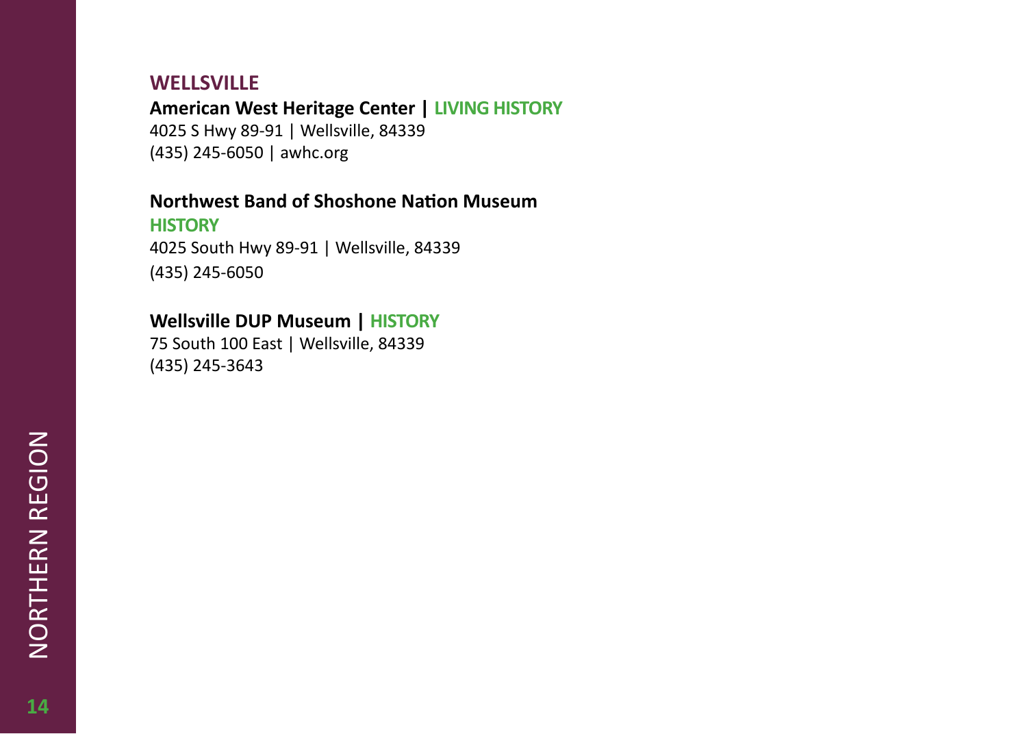## WELLSVILLE

**American West Heritage Center | LIVING HISTORY**
4025 S Hwy 89-91 | Wellsville, 84339
(435) 245-6050 | awhc.org

**Northwest Band of Shoshone Nation Museum**
**HISTORY**
4025 South Hwy 89-91 | Wellsville, 84339
(435) 245-6050

**Wellsville DUP Museum | HISTORY**
75 South 100 East | Wellsville, 84339
(435) 245-3643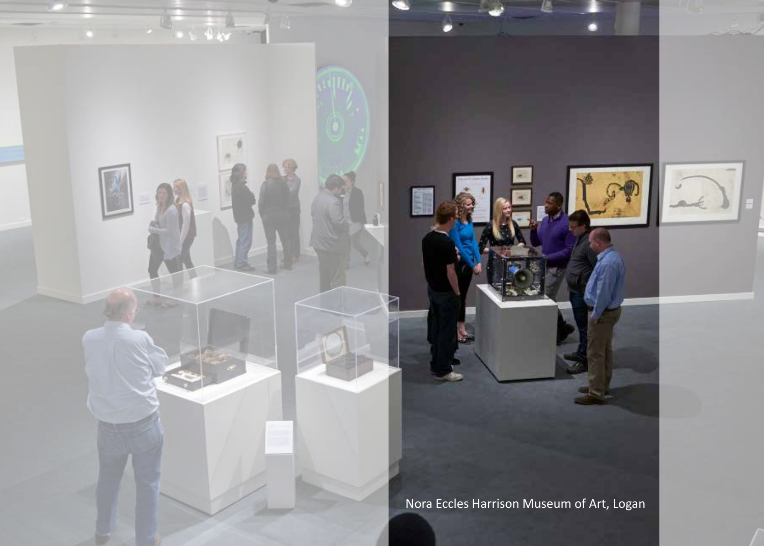Nora Eccles Harrison Museum of Art, Logan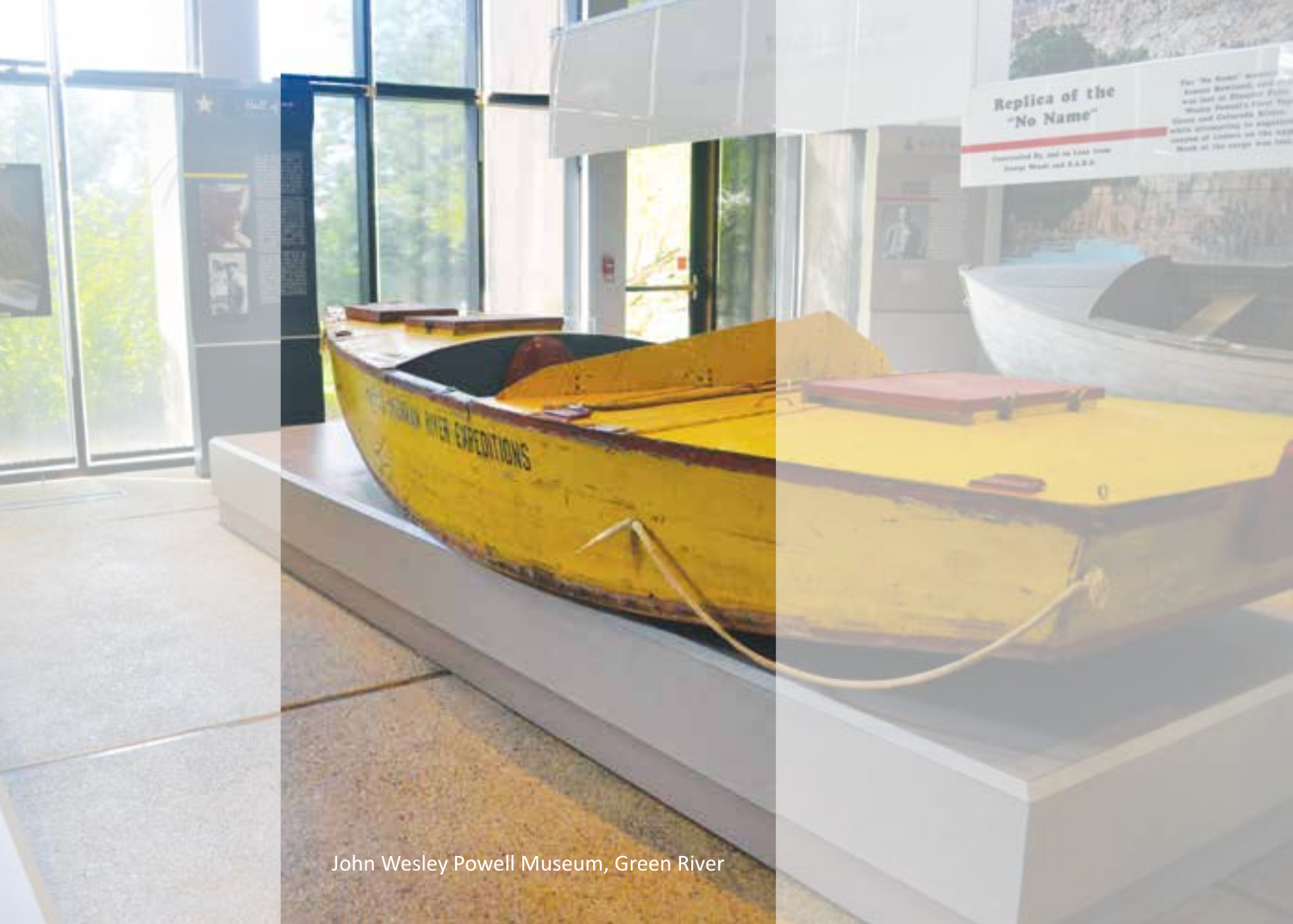John Wesley Powell Museum, Green River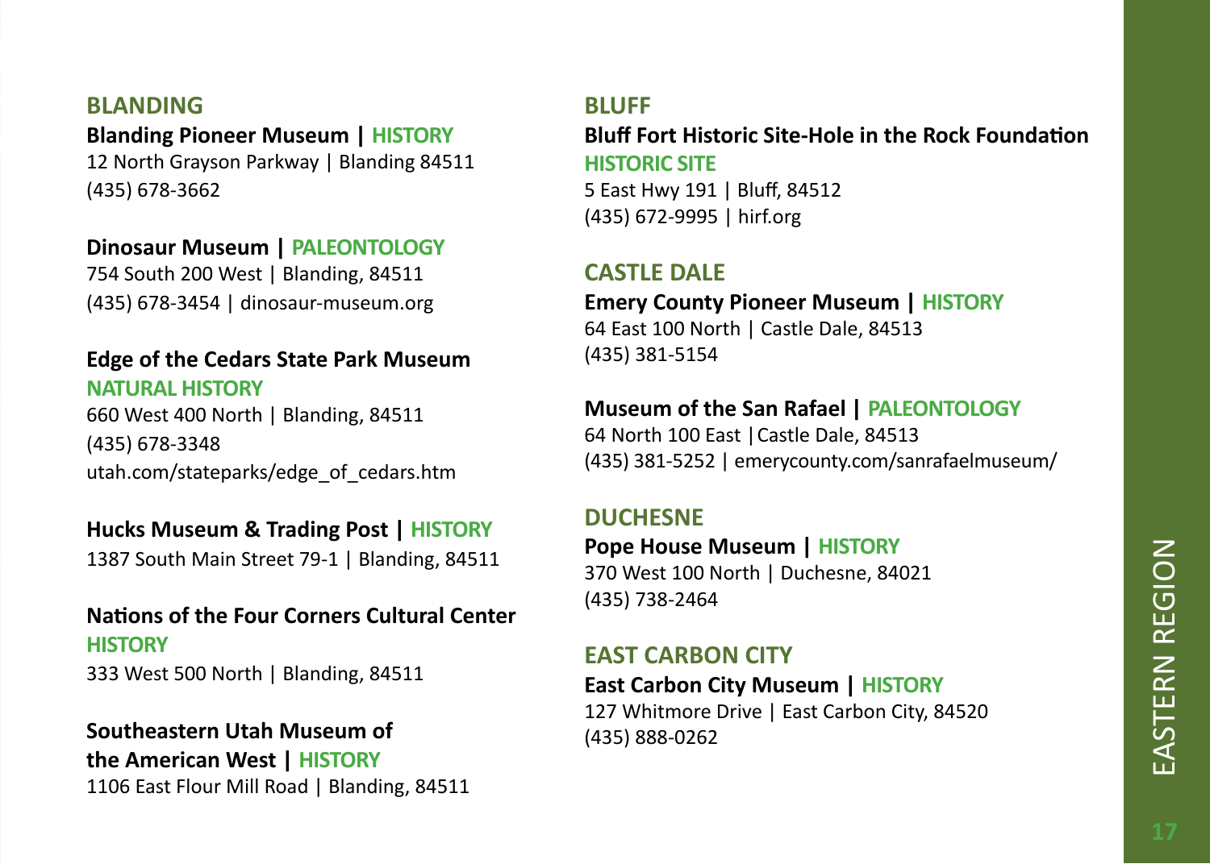## BLANDING

**Blanding Pioneer Museum | HISTORY**
12 North Grayson Parkway | Blanding 84511
(435) 678-3662

**Dinosaur Museum | PALEONTOLOGY**
754 South 200 West | Blanding, 84511
(435) 678-3454 | dinosaur-museum.org

**Edge of the Cedars State Park Museum**
**NATURAL HISTORY**
660 West 400 North | Blanding, 84511
(435) 678-3348
utah.com/stateparks/edge_of_cedars.htm

**Hucks Museum & Trading Post | HISTORY**
1387 South Main Street 79-1 | Blanding, 84511

**Nations of the Four Corners Cultural Center**
**HISTORY**
333 West 500 North | Blanding, 84511

**Southeastern Utah Museum of the American West | HISTORY**
1106 East Flour Mill Road | Blanding, 84511

## BLUFF

**Bluff Fort Historic Site-Hole in the Rock Foundation**
**HISTORIC SITE**
5 East Hwy 191 | Bluff, 84512
(435) 672-9995 | hirf.org

## CASTLE DALE

**Emery County Pioneer Museum | HISTORY**
64 East 100 North | Castle Dale, 84513
(435) 381-5154

**Museum of the San Rafael | PALEONTOLOGY**
64 North 100 East |Castle Dale, 84513
(435) 381-5252 | emerycounty.com/sanrafaelmuseum/

## DUCHESNE

**Pope House Museum | HISTORY**
370 West 100 North | Duchesne, 84021
(435) 738-2464

## EAST CARBON CITY

**East Carbon City Museum | HISTORY**
127 Whitmore Drive | East Carbon City, 84520
(435) 888-0262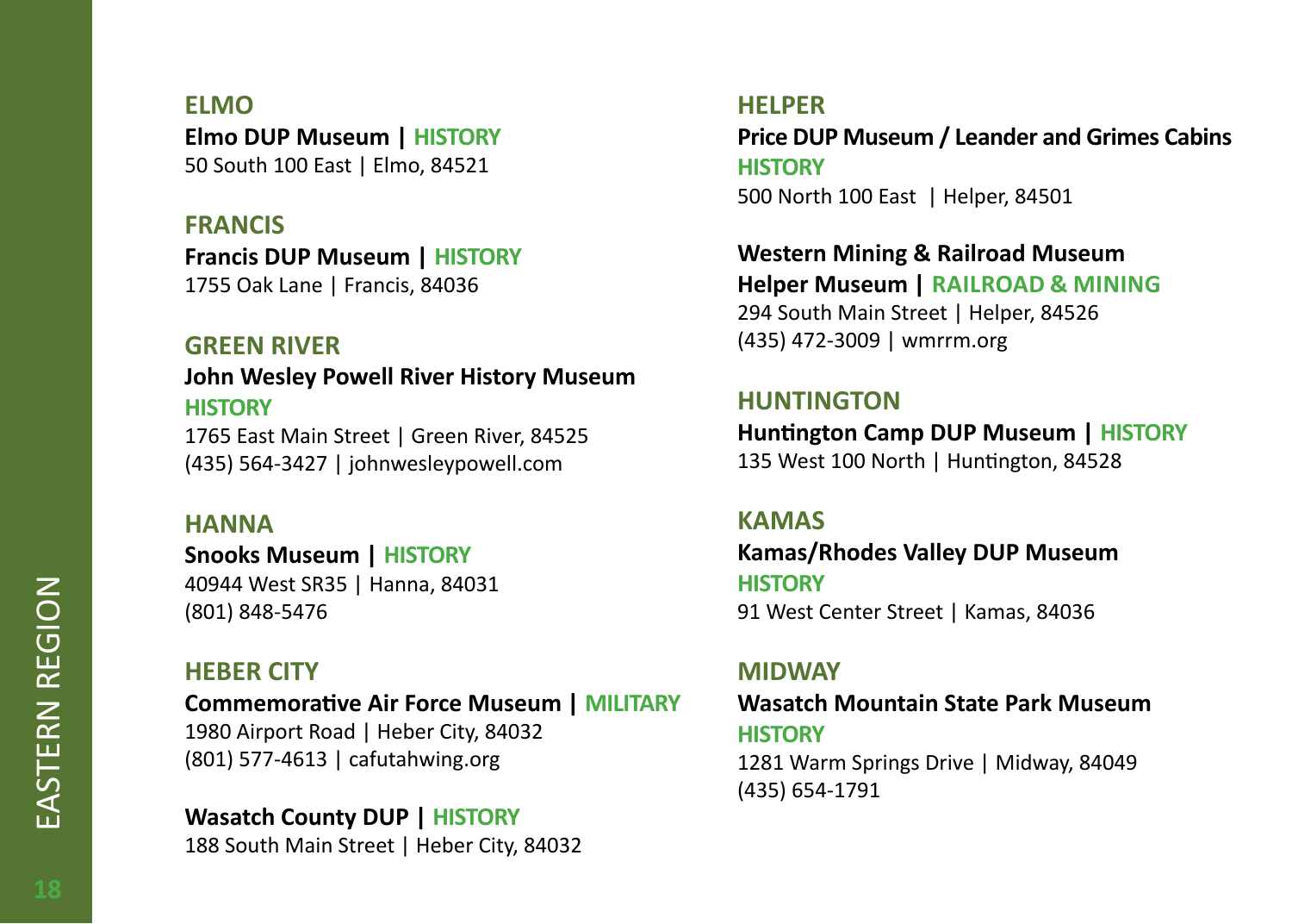## ELMO

**Elmo DUP Museum | HISTORY**
50 South 100 East | Elmo, 84521

## FRANCIS

**Francis DUP Museum | HISTORY**
1755 Oak Lane | Francis, 84036

## GREEN RIVER

**John Wesley Powell River History Museum**
**HISTORY**
1765 East Main Street | Green River, 84525
(435) 564-3427 | johnwesleypowell.com

## HANNA

**Snooks Museum | HISTORY**
40944 West SR35 | Hanna, 84031
(801) 848-5476

## HEBER CITY

**Commemorative Air Force Museum | MILITARY**
1980 Airport Road | Heber City, 84032
(801) 577-4613 | cafutahwing.org

**Wasatch County DUP | HISTORY**
188 South Main Street | Heber City, 84032

## HELPER

**Price DUP Museum / Leander and Grimes Cabins**
**HISTORY**
500 North 100 East | Helper, 84501

**Western Mining & Railroad Museum**
**Helper Museum | RAILROAD & MINING**
294 South Main Street | Helper, 84526
(435) 472-3009 | wmrrm.org

## HUNTINGTON

**Huntington Camp DUP Museum | HISTORY**
135 West 100 North | Huntington, 84528

## KAMAS

**Kamas/Rhodes Valley DUP Museum**
**HISTORY**
91 West Center Street | Kamas, 84036

## MIDWAY

**Wasatch Mountain State Park Museum**
**HISTORY**
1281 Warm Springs Drive | Midway, 84049
(435) 654-1791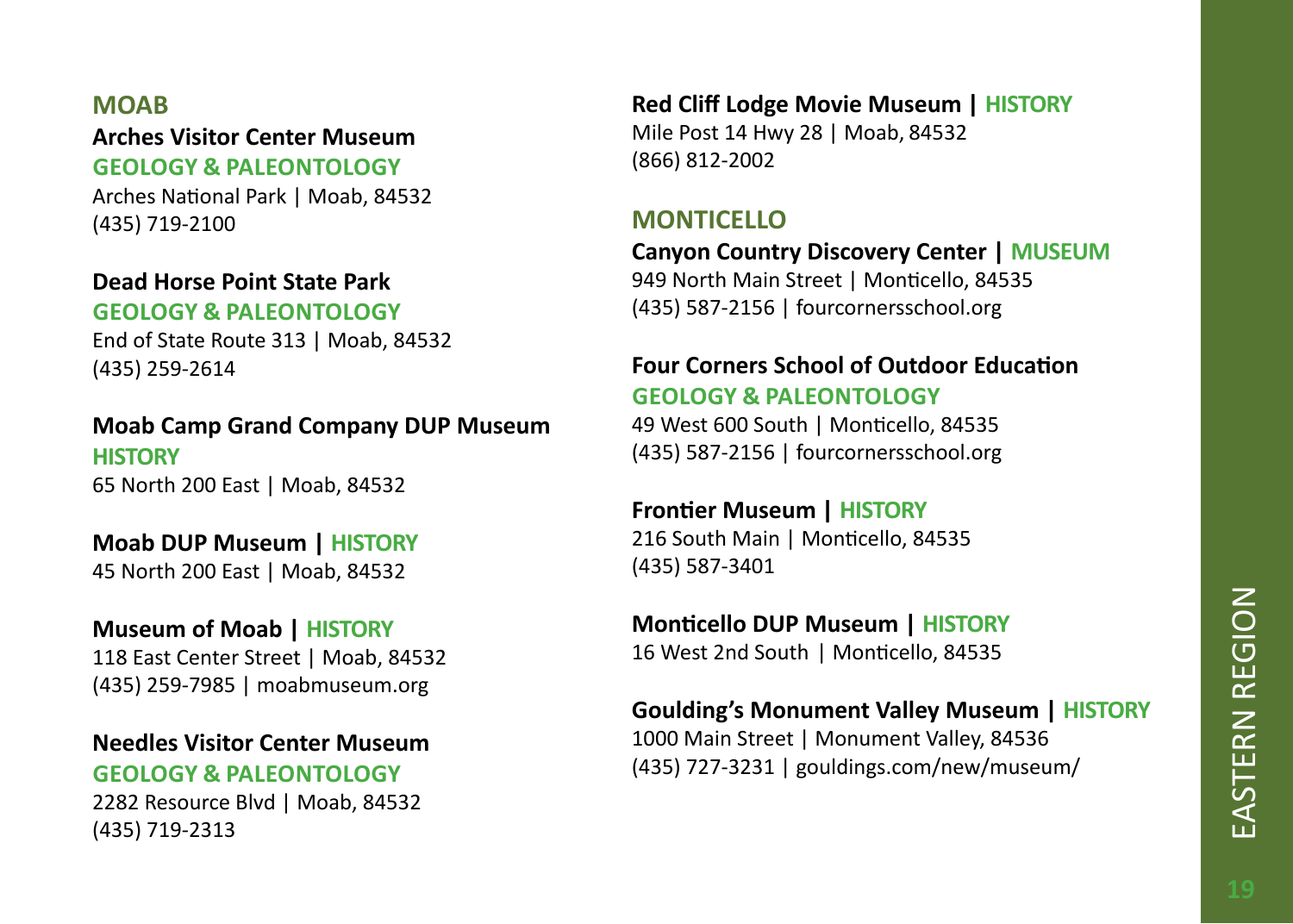## MOAB

**Arches Visitor Center Museum**
**GEOLOGY & PALEONTOLOGY**
Arches National Park | Moab, 84532
(435) 719-2100

**Dead Horse Point State Park**
**GEOLOGY & PALEONTOLOGY**
End of State Route 313 | Moab, 84532
(435) 259-2614

**Moab Camp Grand Company DUP Museum**
**HISTORY**
65 North 200 East | Moab, 84532

**Moab DUP Museum | HISTORY**
45 North 200 East | Moab, 84532

**Museum of Moab | HISTORY**
118 East Center Street | Moab, 84532
(435) 259-7985 | moabmuseum.org

**Needles Visitor Center Museum**
**GEOLOGY & PALEONTOLOGY**
2282 Resource Blvd | Moab, 84532
(435) 719-2313

**Red Cliff Lodge Movie Museum | HISTORY**
Mile Post 14 Hwy 28 | Moab, 84532
(866) 812-2002

## MONTICELLO

**Canyon Country Discovery Center | MUSEUM**
949 North Main Street | Monticello, 84535
(435) 587-2156 | fourcornersschool.org

**Four Corners School of Outdoor Education**
**GEOLOGY & PALEONTOLOGY**
49 West 600 South | Monticello, 84535
(435) 587-2156 | fourcornersschool.org

**Frontier Museum | HISTORY**
216 South Main | Monticello, 84535
(435) 587-3401

**Monticello DUP Museum | HISTORY**
16 West 2nd South | Monticello, 84535

**Goulding's Monument Valley Museum | HISTORY**
1000 Main Street | Monument Valley, 84536
(435) 727-3231 | gouldings.com/new/museum/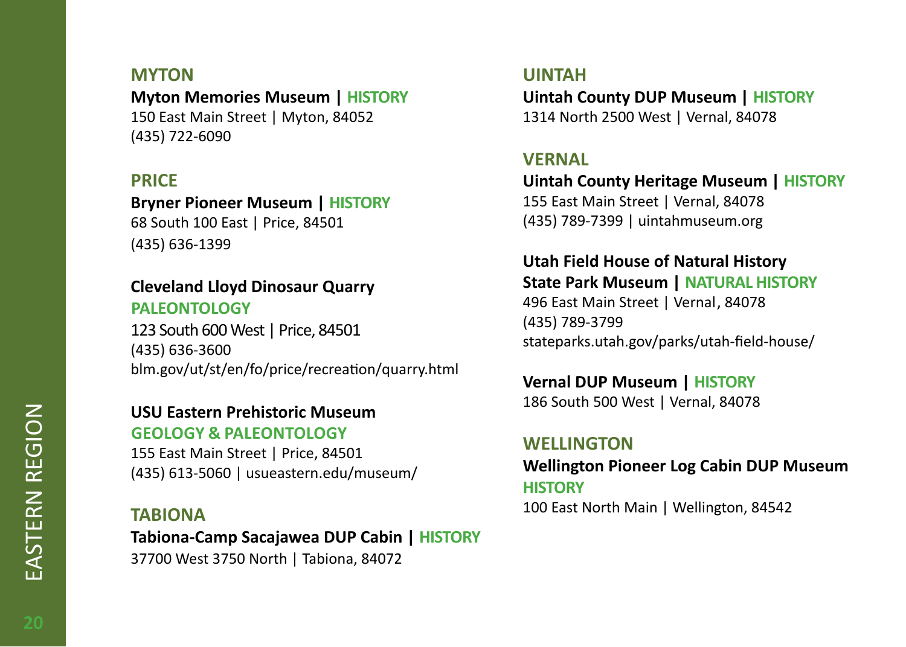## MYTON

**Myton Memories Museum | HISTORY**
150 East Main Street | Myton, 84052
(435) 722-6090

## PRICE

**Bryner Pioneer Museum | HISTORY**
68 South 100 East | Price, 84501
(435) 636-1399

**Cleveland Lloyd Dinosaur Quarry**
**PALEONTOLOGY**
123 South 600 West | Price, 84501
(435) 636-3600
blm.gov/ut/st/en/fo/price/recreation/quarry.html

**USU Eastern Prehistoric Museum**
**GEOLOGY & PALEONTOLOGY**
155 East Main Street | Price, 84501
(435) 613-5060 | usueastern.edu/museum/

## TABIONA

**Tabiona-Camp Sacajawea DUP Cabin | HISTORY**
37700 West 3750 North | Tabiona, 84072

## UINTAH

**Uintah County DUP Museum | HISTORY**
1314 North 2500 West | Vernal, 84078

## VERNAL

**Uintah County Heritage Museum | HISTORY**
155 East Main Street | Vernal, 84078
(435) 789-7399 | uintahmuseum.org

**Utah Field House of Natural History State Park Museum | NATURAL HISTORY**
496 East Main Street | Vernal, 84078
(435) 789-3799
stateparks.utah.gov/parks/utah-field-house/

**Vernal DUP Museum | HISTORY**
186 South 500 West | Vernal, 84078

## WELLINGTON

**Wellington Pioneer Log Cabin DUP Museum**
**HISTORY**
100 East North Main | Wellington, 84542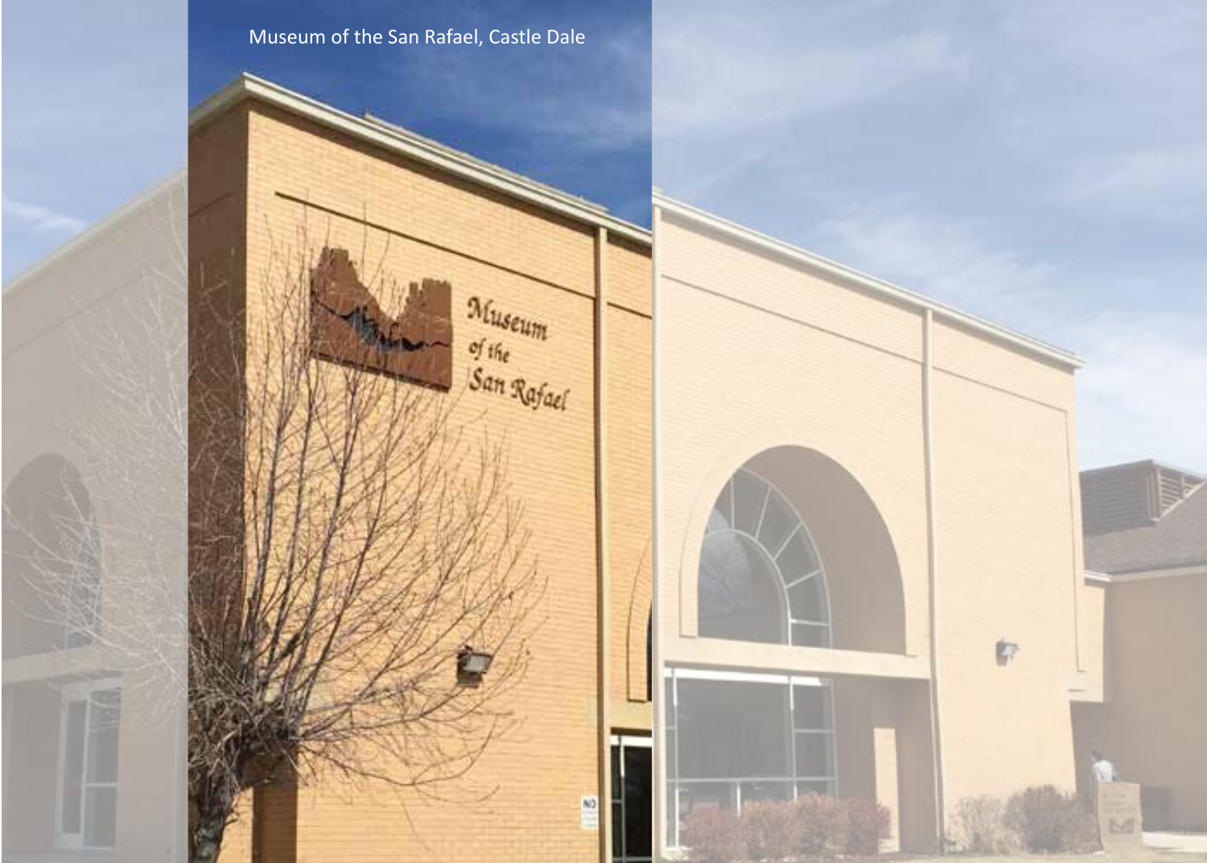Museum of the San Rafael, Castle Dale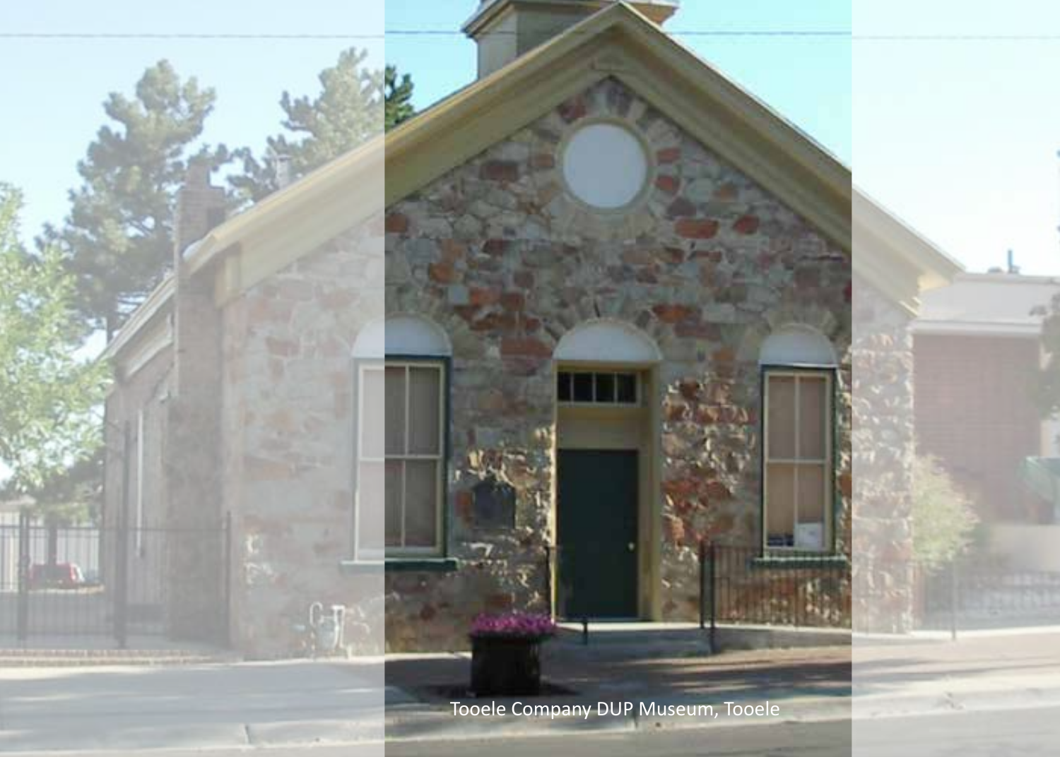Tooele Company DUP Museum, Tooele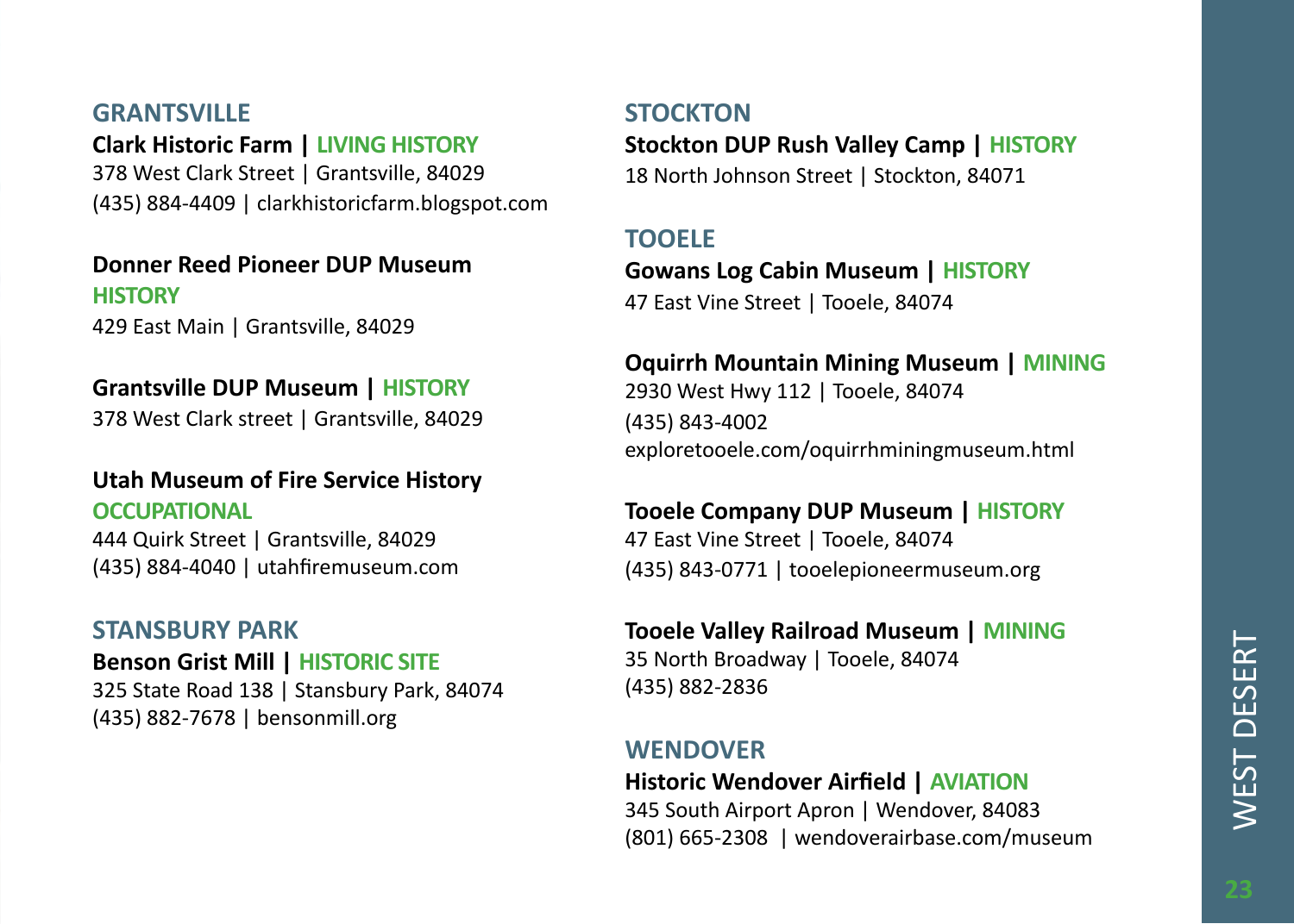## GRANTSVILLE

**Clark Historic Farm | LIVING HISTORY**
378 West Clark Street | Grantsville, 84029
(435) 884-4409 | clarkhistoricfarm.blogspot.com

**Donner Reed Pioneer DUP Museum**
**HISTORY**
429 East Main | Grantsville, 84029

**Grantsville DUP Museum | HISTORY**
378 West Clark street | Grantsville, 84029

**Utah Museum of Fire Service History**
**OCCUPATIONAL**
444 Quirk Street | Grantsville, 84029
(435) 884-4040 | utahfiremuseum.com

## STANSBURY PARK

**Benson Grist Mill | HISTORIC SITE**
325 State Road 138 | Stansbury Park, 84074
(435) 882-7678 | bensonmill.org

## STOCKTON

**Stockton DUP Rush Valley Camp | HISTORY**
18 North Johnson Street | Stockton, 84071

## TOOELE

**Gowans Log Cabin Museum | HISTORY**
47 East Vine Street | Tooele, 84074

**Oquirrh Mountain Mining Museum | MINING**
2930 West Hwy 112 | Tooele, 84074
(435) 843-4002
exploretooele.com/oquirrhminingmuseum.html

**Tooele Company DUP Museum | HISTORY**
47 East Vine Street | Tooele, 84074
(435) 843-0771 | tooelepioneermuseum.org

**Tooele Valley Railroad Museum | MINING**
35 North Broadway | Tooele, 84074
(435) 882-2836

## WENDOVER

**Historic Wendover Airfield | AVIATION**
345 South Airport Apron | Wendover, 84083
(801) 665-2308 | wendoverairbase.com/museum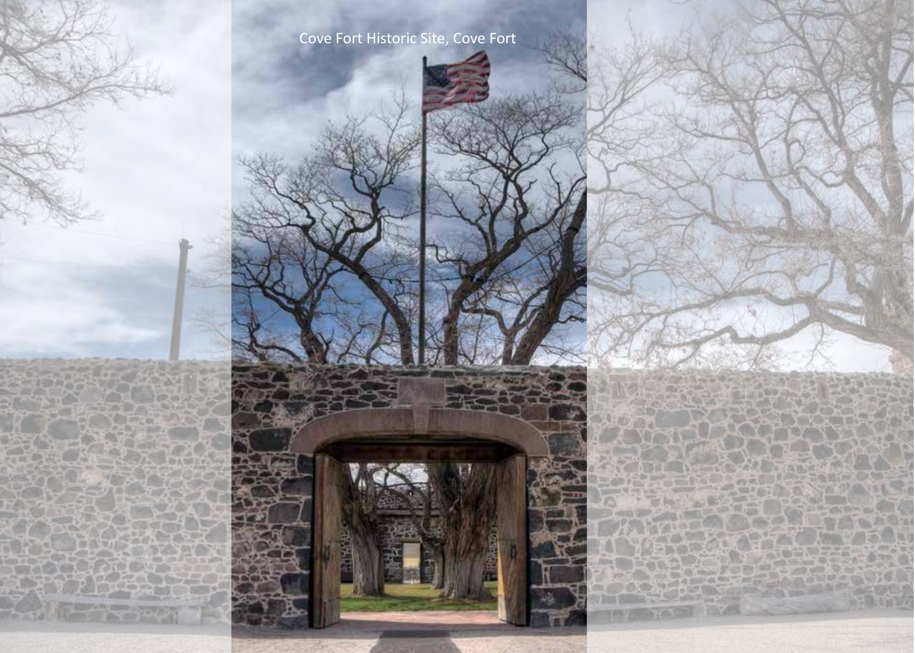Cove Fort Historic Site, Cove Fort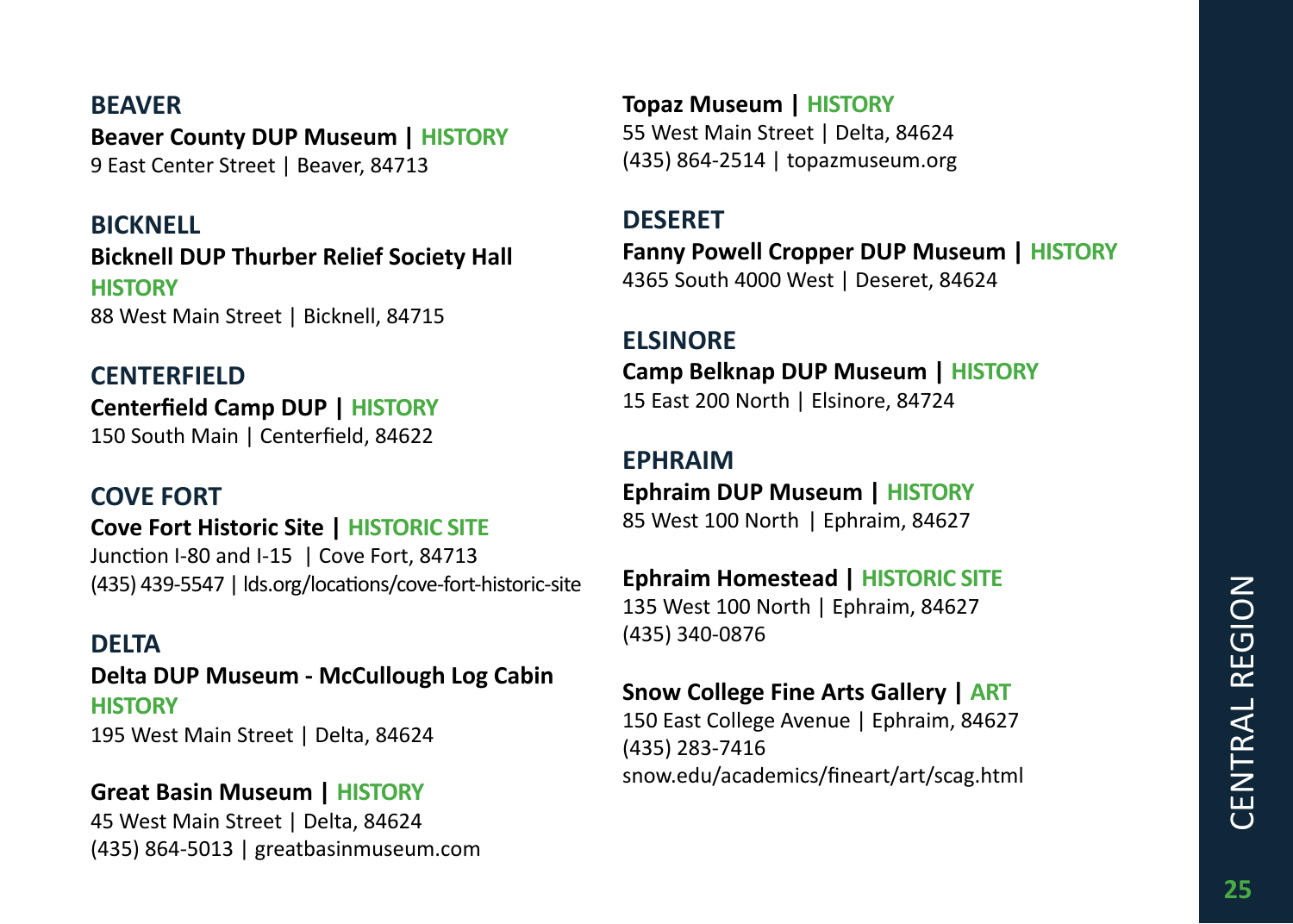## BEAVER

**Beaver County DUP Museum | HISTORY**
9 East Center Street | Beaver, 84713

## BICKNELL

**Bicknell DUP Thurber Relief Society Hall**
**HISTORY**
88 West Main Street | Bicknell, 84715

## CENTERFIELD

**Centerfield Camp DUP | HISTORY**
150 South Main | Centerfield, 84622

## COVE FORT

**Cove Fort Historic Site | HISTORIC SITE**
Junction I-80 and I-15 | Cove Fort, 84713
(435) 439-5547 | lds.org/locations/cove-fort-historic-site

## DELTA

**Delta DUP Museum - McCullough Log Cabin**
**HISTORY**
195 West Main Street | Delta, 84624

**Great Basin Museum | HISTORY**
45 West Main Street | Delta, 84624
(435) 864-5013 | greatbasinmuseum.com

**Topaz Museum | HISTORY**
55 West Main Street | Delta, 84624
(435) 864-2514 | topazmuseum.org

## DESERET

**Fanny Powell Cropper DUP Museum | HISTORY**
4365 South 4000 West | Deseret, 84624

## ELSINORE

**Camp Belknap DUP Museum | HISTORY**
15 East 200 North | Elsinore, 84724

## EPHRAIM

**Ephraim DUP Museum | HISTORY**
85 West 100 North | Ephraim, 84627

**Ephraim Homestead | HISTORIC SITE**
135 West 100 North | Ephraim, 84627
(435) 340-0876

**Snow College Fine Arts Gallery | ART**
150 East College Avenue | Ephraim, 84627
(435) 283-7416
snow.edu/academics/fineart/art/scag.html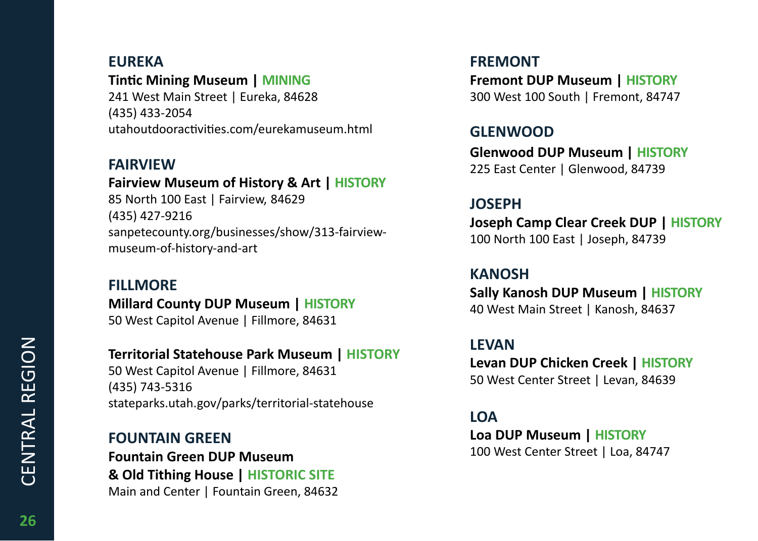## EUREKA

**Tintic Mining Museum | MINING**
241 West Main Street | Eureka, 84628
(435) 433-2054
utahoutdooractivities.com/eurekamuseum.html

## FAIRVIEW

**Fairview Museum of History & Art | HISTORY**
85 North 100 East | Fairview, 84629
(435) 427-9216
sanpetecounty.org/businesses/show/313-fairview-museum-of-history-and-art

## FILLMORE

**Millard County DUP Museum | HISTORY**
50 West Capitol Avenue | Fillmore, 84631

**Territorial Statehouse Park Museum | HISTORY**
50 West Capitol Avenue | Fillmore, 84631
(435) 743-5316
stateparks.utah.gov/parks/territorial-statehouse

## FOUNTAIN GREEN

**Fountain Green DUP Museum & Old Tithing House | HISTORIC SITE**
Main and Center | Fountain Green, 84632

## FREMONT

**Fremont DUP Museum | HISTORY**
300 West 100 South | Fremont, 84747

## GLENWOOD

**Glenwood DUP Museum | HISTORY**
225 East Center | Glenwood, 84739

## JOSEPH

**Joseph Camp Clear Creek DUP | HISTORY**
100 North 100 East | Joseph, 84739

## KANOSH

**Sally Kanosh DUP Museum | HISTORY**
40 West Main Street | Kanosh, 84637

## LEVAN

**Levan DUP Chicken Creek | HISTORY**
50 West Center Street | Levan, 84639

## LOA

**Loa DUP Museum | HISTORY**
100 West Center Street | Loa, 84747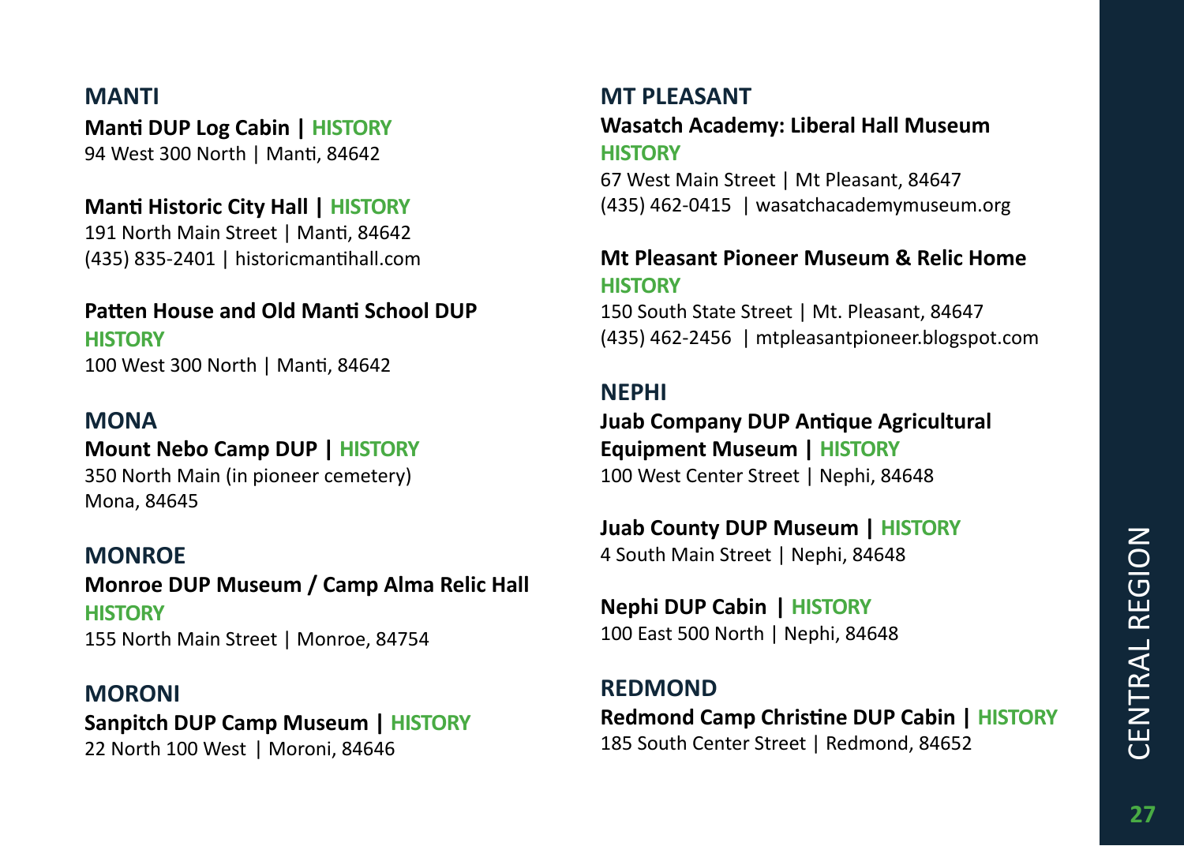## MANTI

**Manti DUP Log Cabin | HISTORY**
94 West 300 North | Manti, 84642

**Manti Historic City Hall | HISTORY**
191 North Main Street | Manti, 84642
(435) 835-2401 | historicmantihall.com

**Patten House and Old Manti School DUP**
**HISTORY**
100 West 300 North | Manti, 84642

## MONA

**Mount Nebo Camp DUP | HISTORY**
350 North Main (in pioneer cemetery)
Mona, 84645

## MONROE

**Monroe DUP Museum / Camp Alma Relic Hall**
**HISTORY**
155 North Main Street | Monroe, 84754

## MORONI

**Sanpitch DUP Camp Museum | HISTORY**
22 North 100 West | Moroni, 84646

## MT PLEASANT

**Wasatch Academy: Liberal Hall Museum**
**HISTORY**
67 West Main Street | Mt Pleasant, 84647
(435) 462-0415 | wasatchacademymuseum.org

**Mt Pleasant Pioneer Museum & Relic Home**
**HISTORY**
150 South State Street | Mt. Pleasant, 84647
(435) 462-2456 | mtpleasantpioneer.blogspot.com

## NEPHI

**Juab Company DUP Antique Agricultural Equipment Museum | HISTORY**
100 West Center Street | Nephi, 84648

**Juab County DUP Museum | HISTORY**
4 South Main Street | Nephi, 84648

**Nephi DUP Cabin | HISTORY**
100 East 500 North | Nephi, 84648

## REDMOND

**Redmond Camp Christine DUP Cabin | HISTORY**
185 South Center Street | Redmond, 84652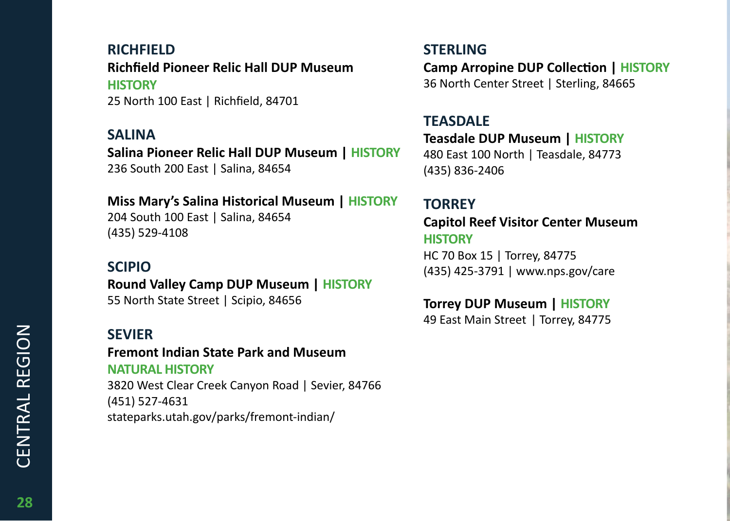## RICHFIELD

**Richfield Pioneer Relic Hall DUP Museum**
HISTORY
25 North 100 East | Richfield, 84701

## SALINA

**Salina Pioneer Relic Hall DUP Museum | HISTORY**
236 South 200 East | Salina, 84654

**Miss Mary's Salina Historical Museum | HISTORY**
204 South 100 East | Salina, 84654
(435) 529-4108

## SCIPIO

**Round Valley Camp DUP Museum | HISTORY**
55 North State Street | Scipio, 84656

## SEVIER

**Fremont Indian State Park and Museum**
NATURAL HISTORY
3820 West Clear Creek Canyon Road | Sevier, 84766
(451) 527-4631
stateparks.utah.gov/parks/fremont-indian/

## STERLING

**Camp Arropine DUP Collection | HISTORY**
36 North Center Street | Sterling, 84665

## TEASDALE

**Teasdale DUP Museum | HISTORY**
480 East 100 North | Teasdale, 84773
(435) 836-2406

## TORREY

**Capitol Reef Visitor Center Museum**
HISTORY
HC 70 Box 15 | Torrey, 84775
(435) 425-3791 | www.nps.gov/care

**Torrey DUP Museum | HISTORY**
49 East Main Street | Torrey, 84775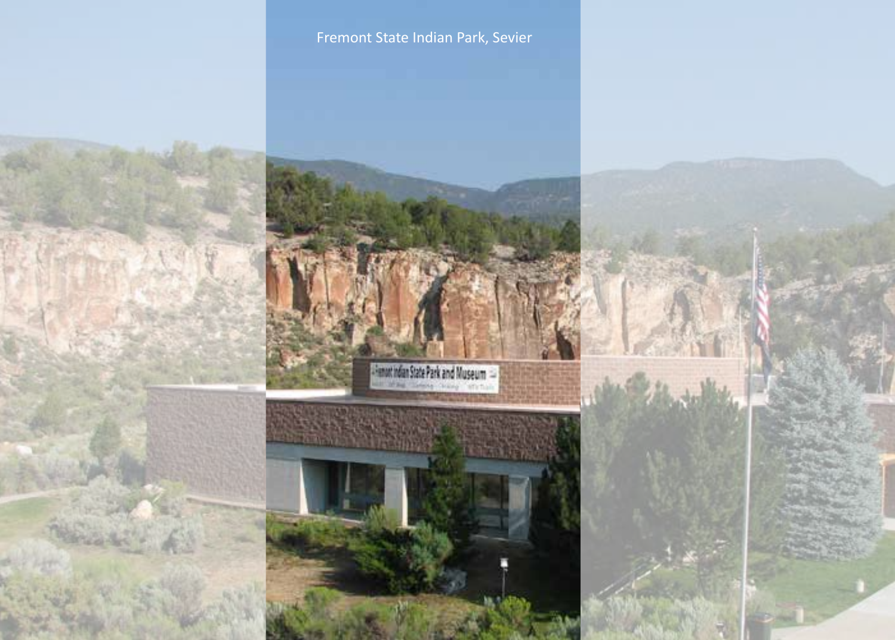Fremont State Indian Park, Sevier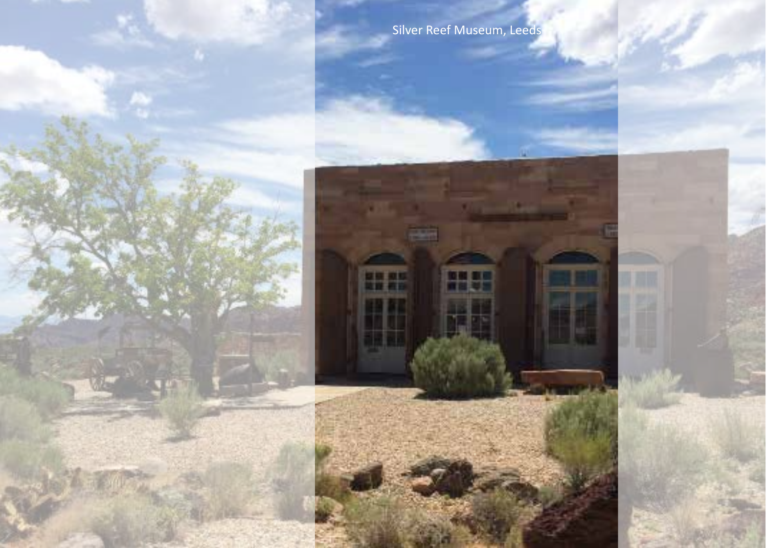Silver Reef Museum, Leeds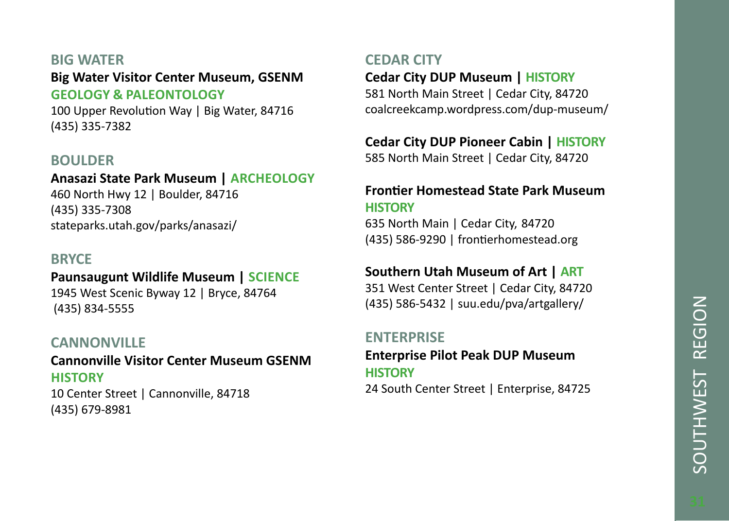## BIG WATER

**Big Water Visitor Center Museum, GSENM**
**GEOLOGY & PALEONTOLOGY**
100 Upper Revolution Way | Big Water, 84716
(435) 335-7382

## BOULDER

**Anasazi State Park Museum | ARCHEOLOGY**
460 North Hwy 12 | Boulder, 84716
(435) 335-7308
stateparks.utah.gov/parks/anasazi/

## BRYCE

**Paunsaugunt Wildlife Museum | SCIENCE**
1945 West Scenic Byway 12 | Bryce, 84764
(435) 834-5555

## CANNONVILLE

**Cannonville Visitor Center Museum GSENM**
**HISTORY**
10 Center Street | Cannonville, 84718
(435) 679-8981

## CEDAR CITY

**Cedar City DUP Museum | HISTORY**
581 North Main Street | Cedar City, 84720
coalcreekcamp.wordpress.com/dup-museum/

**Cedar City DUP Pioneer Cabin | HISTORY**
585 North Main Street | Cedar City, 84720

**Frontier Homestead State Park Museum**
**HISTORY**
635 North Main | Cedar City, 84720
(435) 586-9290 | frontierhomestead.org

**Southern Utah Museum of Art | ART**
351 West Center Street | Cedar City, 84720
(435) 586-5432 | suu.edu/pva/artgallery/

## ENTERPRISE

**Enterprise Pilot Peak DUP Museum**
**HISTORY**
24 South Center Street | Enterprise, 84725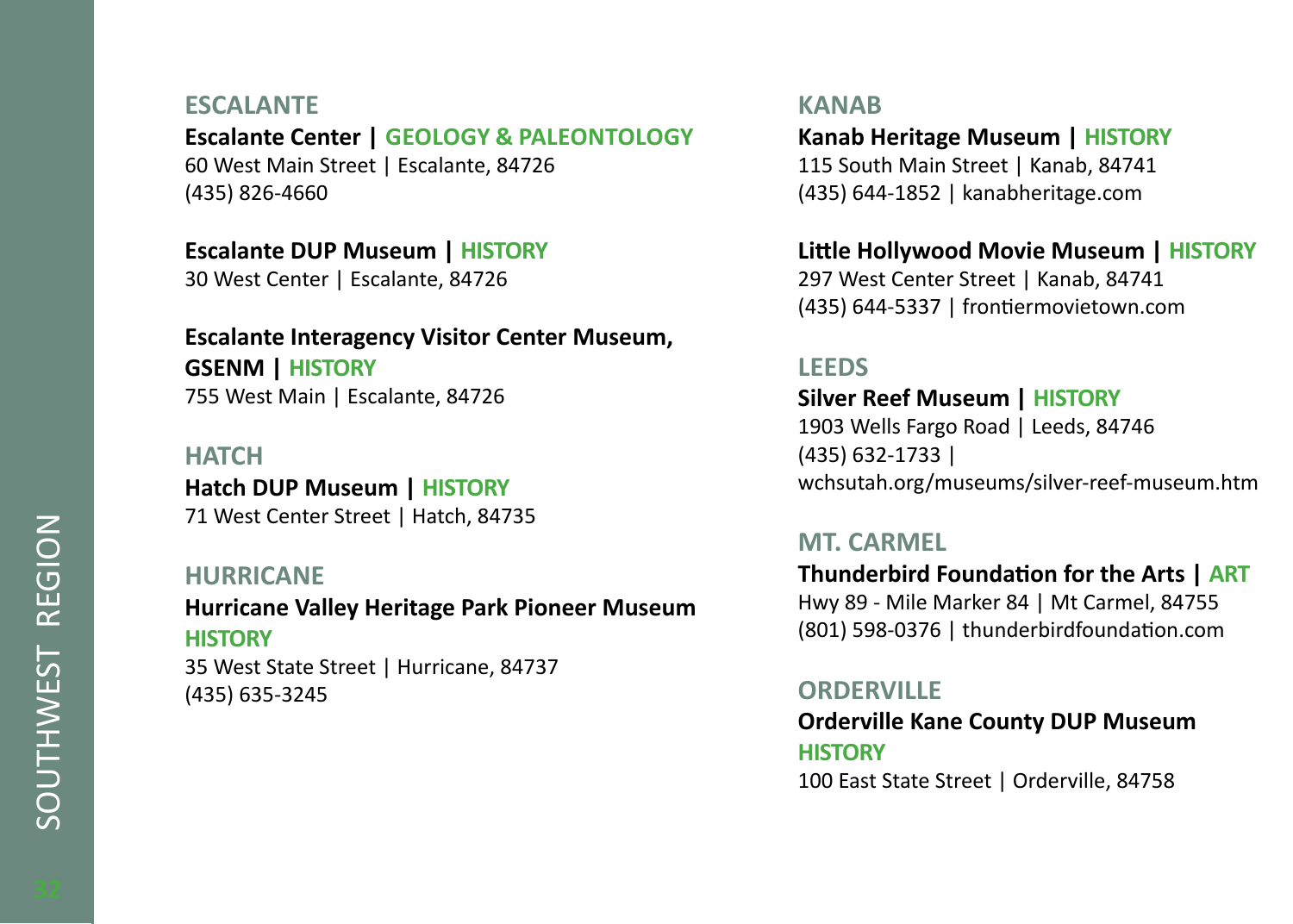## ESCALANTE

**Escalante Center | GEOLOGY & PALEONTOLOGY**
60 West Main Street | Escalante, 84726
(435) 826-4660

**Escalante DUP Museum | HISTORY**
30 West Center | Escalante, 84726

**Escalante Interagency Visitor Center Museum, GSENM | HISTORY**
755 West Main | Escalante, 84726

## HATCH

**Hatch DUP Museum | HISTORY**
71 West Center Street | Hatch, 84735

## HURRICANE

**Hurricane Valley Heritage Park Pioneer Museum**
**HISTORY**
35 West State Street | Hurricane, 84737
(435) 635-3245

## KANAB

**Kanab Heritage Museum | HISTORY**
115 South Main Street | Kanab, 84741
(435) 644-1852 | kanabheritage.com

**Little Hollywood Movie Museum | HISTORY**
297 West Center Street | Kanab, 84741
(435) 644-5337 | frontiermovietown.com

## LEEDS

**Silver Reef Museum | HISTORY**
1903 Wells Fargo Road | Leeds, 84746
(435) 632-1733 |
wchsutah.org/museums/silver-reef-museum.htm

## MT. CARMEL

**Thunderbird Foundation for the Arts | ART**
Hwy 89 - Mile Marker 84 | Mt Carmel, 84755
(801) 598-0376 | thunderbirdfoundation.com

## ORDERVILLE

**Orderville Kane County DUP Museum**
**HISTORY**
100 East State Street | Orderville, 84758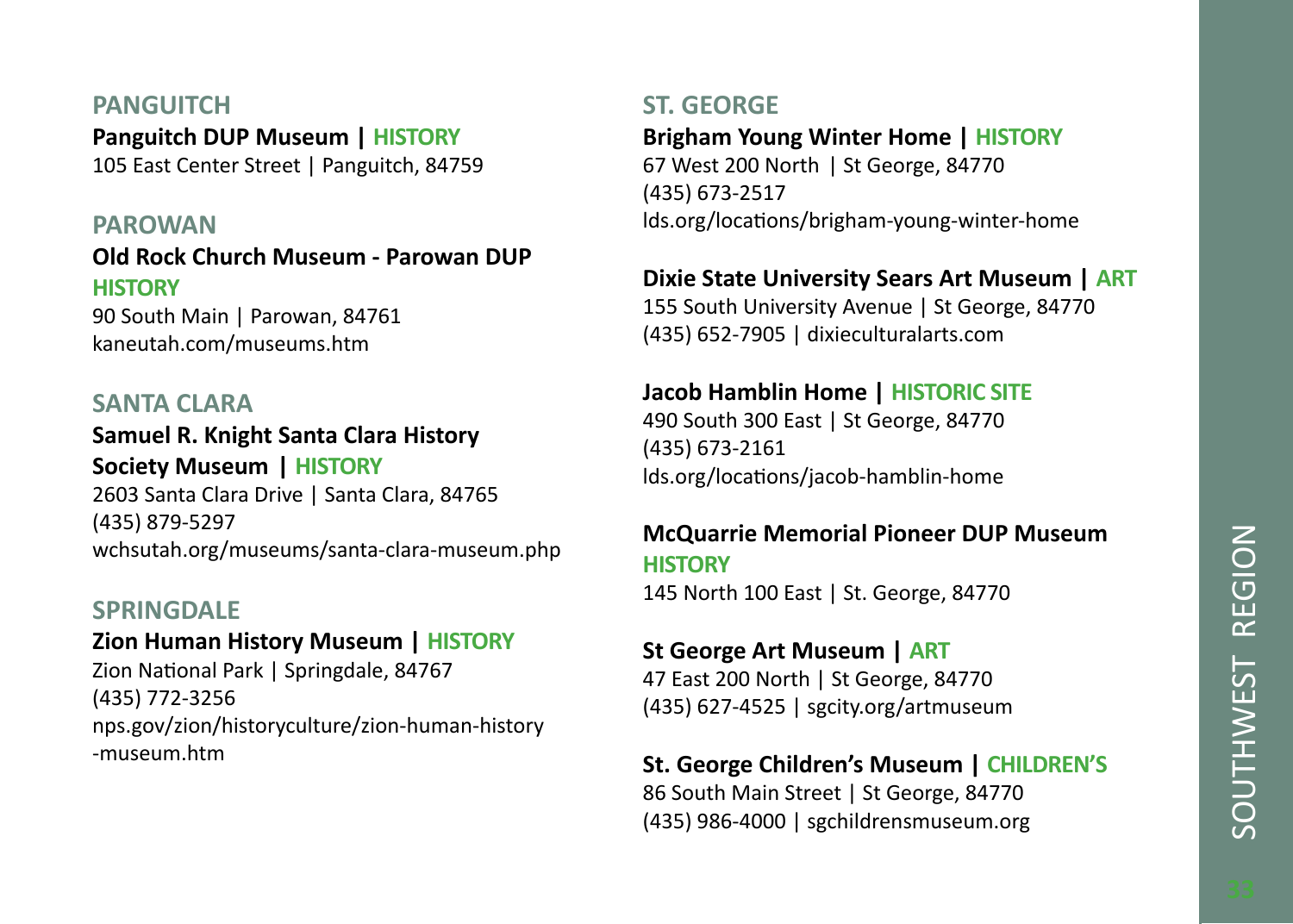## PANGUITCH

**Panguitch DUP Museum | HISTORY**
105 East Center Street | Panguitch, 84759

## PAROWAN

**Old Rock Church Museum - Parowan DUP**
**HISTORY**
90 South Main | Parowan, 84761
kaneutah.com/museums.htm

## SANTA CLARA

**Samuel R. Knight Santa Clara History Society Museum | HISTORY**
2603 Santa Clara Drive | Santa Clara, 84765
(435) 879-5297
wchsutah.org/museums/santa-clara-museum.php

## SPRINGDALE

**Zion Human History Museum | HISTORY**
Zion National Park | Springdale, 84767
(435) 772-3256
nps.gov/zion/historyculture/zion-human-history-museum.htm

## ST. GEORGE

**Brigham Young Winter Home | HISTORY**
67 West 200 North | St George, 84770
(435) 673-2517
lds.org/locations/brigham-young-winter-home

**Dixie State University Sears Art Museum | ART**
155 South University Avenue | St George, 84770
(435) 652-7905 | dixieculturalarts.com

**Jacob Hamblin Home | HISTORIC SITE**
490 South 300 East | St George, 84770
(435) 673-2161
lds.org/locations/jacob-hamblin-home

**McQuarrie Memorial Pioneer DUP Museum**
**HISTORY**
145 North 100 East | St. George, 84770

**St George Art Museum | ART**
47 East 200 North | St George, 84770
(435) 627-4525 | sgcity.org/artmuseum

**St. George Children's Museum | CHILDREN'S**
86 South Main Street | St George, 84770
(435) 986-4000 | sgchildrensmuseum.org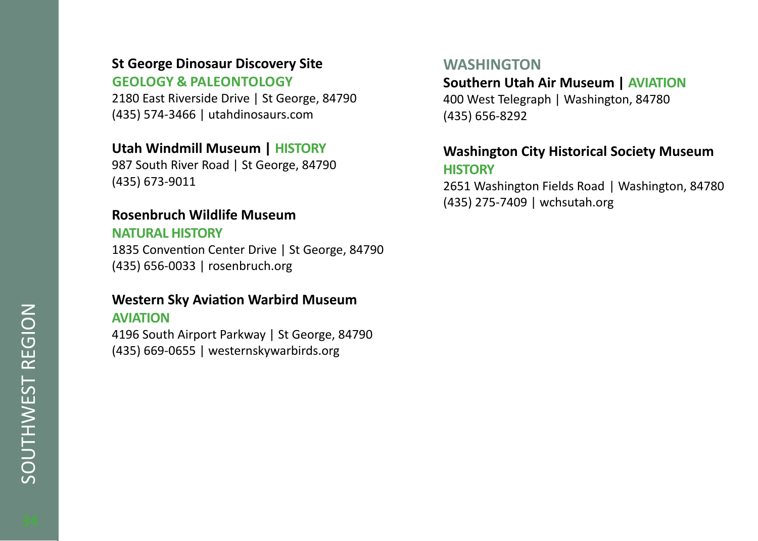**St George Dinosaur Discovery Site**
**GEOLOGY & PALEONTOLOGY**
2180 East Riverside Drive | St George, 84790
(435) 574-3466 | utahdinosaurs.com

**Utah Windmill Museum | HISTORY**
987 South River Road | St George, 84790
(435) 673-9011

**Rosenbruch Wildlife Museum**
**NATURAL HISTORY**
1835 Convention Center Drive | St George, 84790
(435) 656-0033 | rosenbruch.org

**Western Sky Aviation Warbird Museum**
**AVIATION**
4196 South Airport Parkway | St George, 84790
(435) 669-0655 | westernskywarbirds.org

## WASHINGTON

**Southern Utah Air Museum | AVIATION**
400 West Telegraph | Washington, 84780
(435) 656-8292

**Washington City Historical Society Museum**
**HISTORY**
2651 Washington Fields Road | Washington, 84780
(435) 275-7409 | wchsutah.org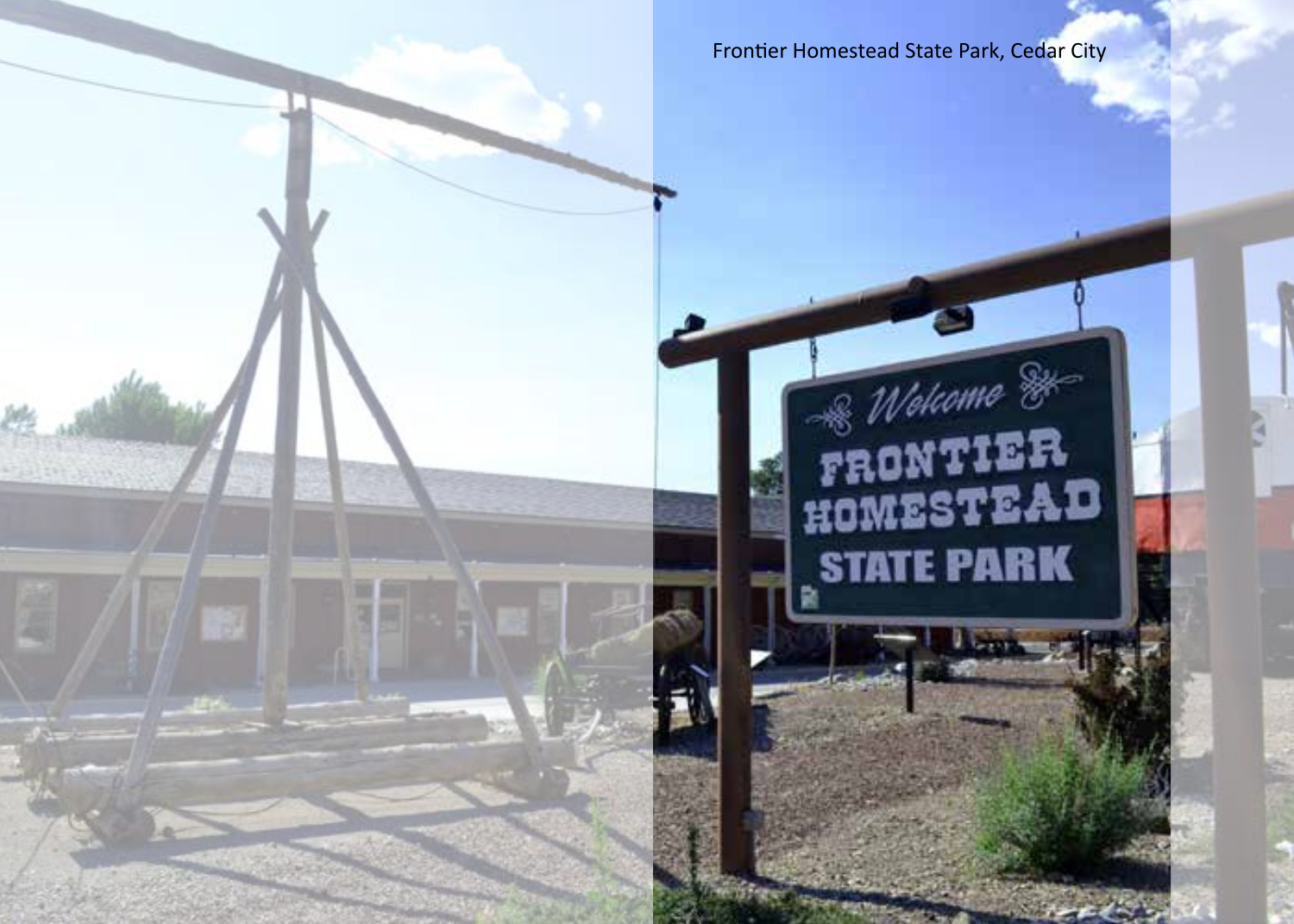Frontier Homestead State Park, Cedar City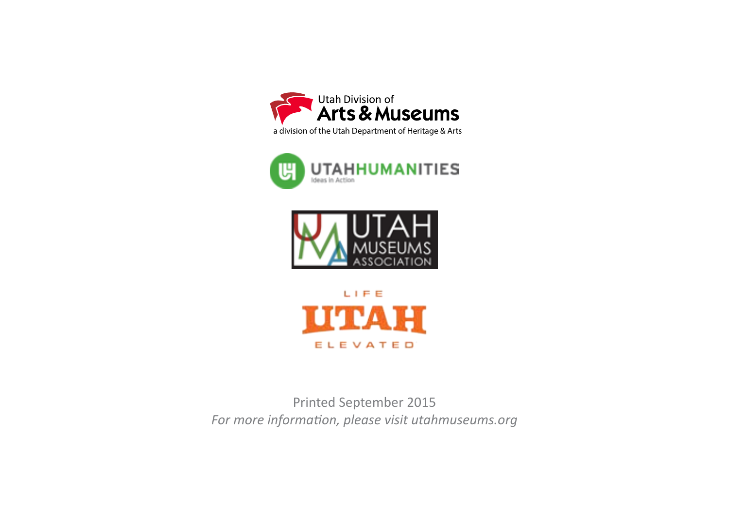Utah Division of
Arts & Museums
a division of the Utah Department of Heritage & Arts

UTAHHUMANITIES
Ideas in Action

UTAH
MUSEUMS
ASSOCIATION

LIFE
UTAH
ELEVATED

Printed September 2015

*For more information, please visit utahmuseums.org*